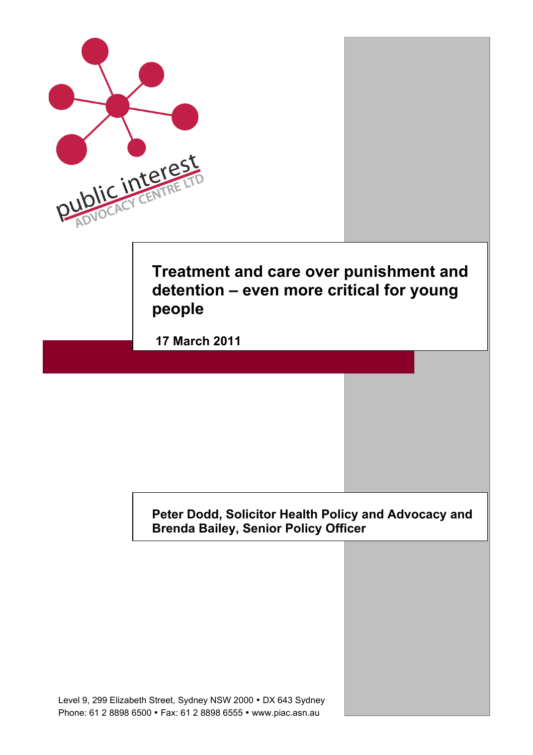public interest ADVOCACY CENTRE LTD

# Treatment and care over punishment and detention – even more critical for young people

**17 March 2011**

**Peter Dodd, Solicitor Health Policy and Advocacy and Brenda Bailey, Senior Policy Officer**

Level 9, 299 Elizabeth Street, Sydney NSW 2000 • DX 643 Sydney
Phone: 61 2 8898 6500 • Fax: 61 2 8898 6555 • www.piac.asn.au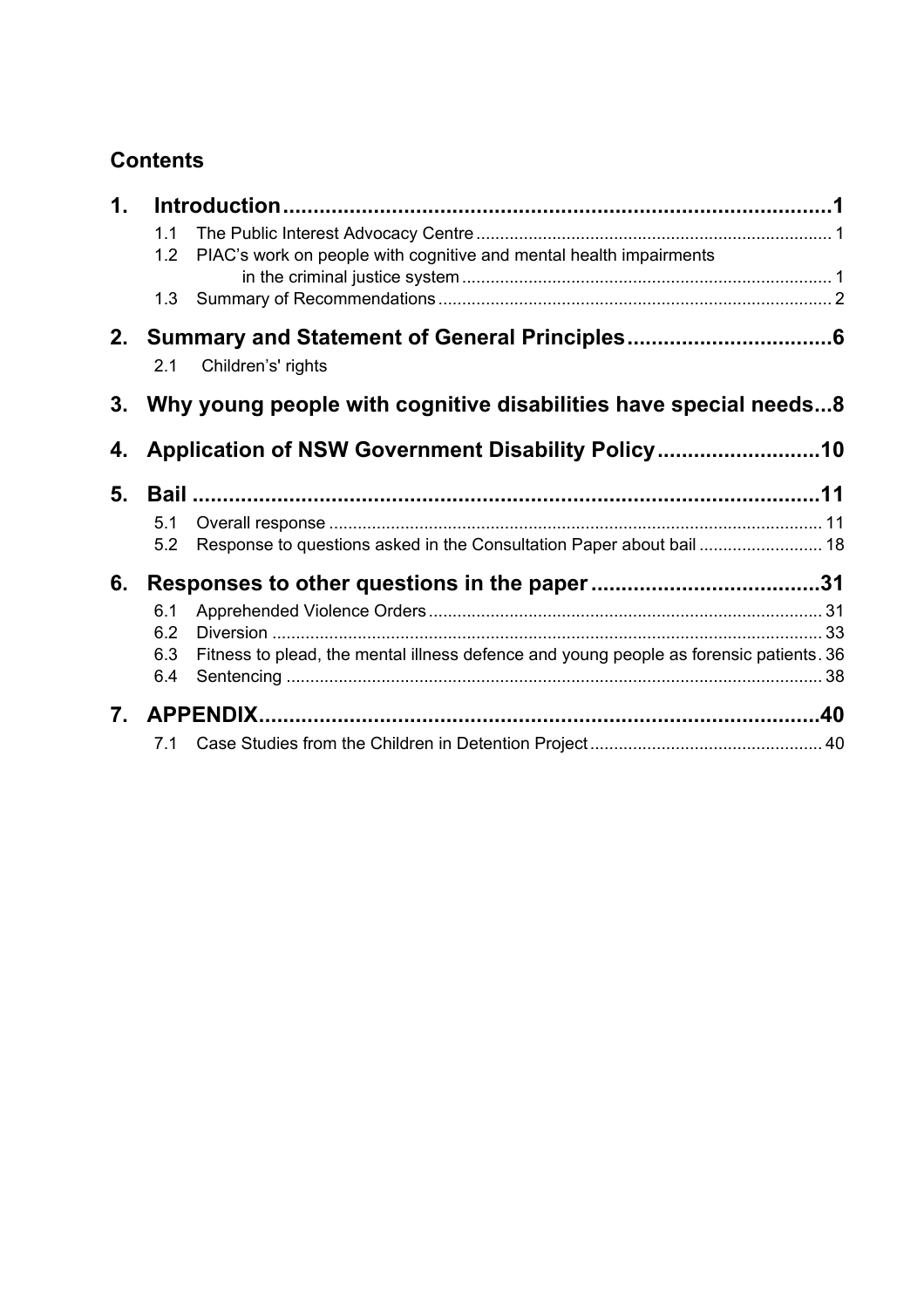## Contents

**1. Introduction ........................................................................................ 1**

- 1.1 The Public Interest Advocacy Centre ........................................................................ 1
- 1.2 PIAC's work on people with cognitive and mental health impairments in the criminal justice system ........................................................................ 1
- 1.3 Summary of Recommendations ........................................................................ 2

**2. Summary and Statement of General Principles ........................................ 6**

- 2.1 Children's' rights

**3. Why young people with cognitive disabilities have special needs...8**

**4. Application of NSW Government Disability Policy ........................... 10**

**5. Bail ....................................................................................................... 11**

- 5.1 Overall response ........................................................................................ 11
- 5.2 Response to questions asked in the Consultation Paper about bail .......................... 18

**6. Responses to other questions in the paper ...................................... 31**

- 6.1 Apprehended Violence Orders ........................................................................ 31
- 6.2 Diversion ........................................................................................ 33
- 6.3 Fitness to plead, the mental illness defence and young people as forensic patients. 36
- 6.4 Sentencing ........................................................................................ 38

**7. APPENDIX ........................................................................................ 40**

- 7.1 Case Studies from the Children in Detention Project ............................................ 40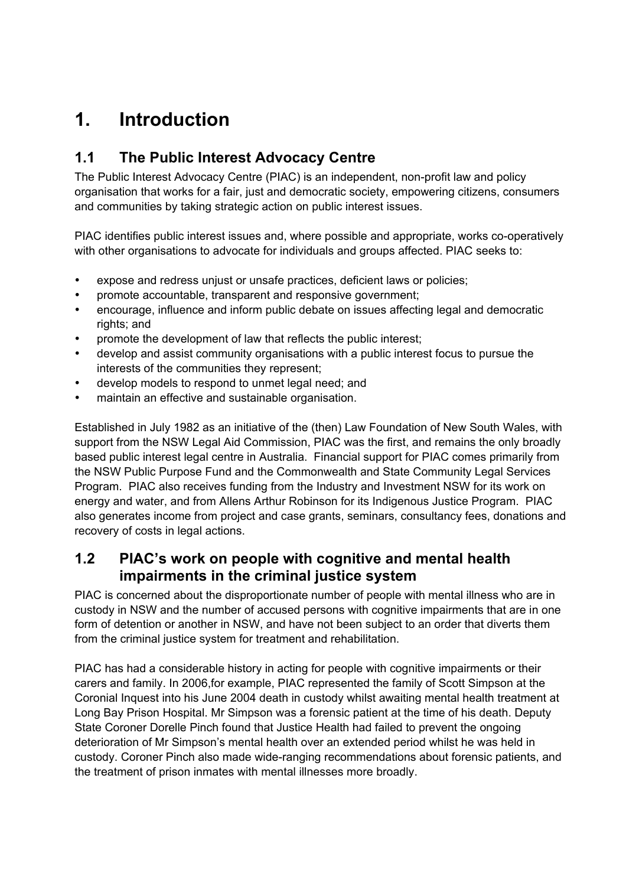# 1. Introduction

## 1.1 The Public Interest Advocacy Centre

The Public Interest Advocacy Centre (PIAC) is an independent, non-profit law and policy organisation that works for a fair, just and democratic society, empowering citizens, consumers and communities by taking strategic action on public interest issues.

PIAC identifies public interest issues and, where possible and appropriate, works co-operatively with other organisations to advocate for individuals and groups affected. PIAC seeks to:

- expose and redress unjust or unsafe practices, deficient laws or policies;
- promote accountable, transparent and responsive government;
- encourage, influence and inform public debate on issues affecting legal and democratic rights; and
- promote the development of law that reflects the public interest;
- develop and assist community organisations with a public interest focus to pursue the interests of the communities they represent;
- develop models to respond to unmet legal need; and
- maintain an effective and sustainable organisation.

Established in July 1982 as an initiative of the (then) Law Foundation of New South Wales, with support from the NSW Legal Aid Commission, PIAC was the first, and remains the only broadly based public interest legal centre in Australia. Financial support for PIAC comes primarily from the NSW Public Purpose Fund and the Commonwealth and State Community Legal Services Program. PIAC also receives funding from the Industry and Investment NSW for its work on energy and water, and from Allens Arthur Robinson for its Indigenous Justice Program. PIAC also generates income from project and case grants, seminars, consultancy fees, donations and recovery of costs in legal actions.

## 1.2 PIAC's work on people with cognitive and mental health impairments in the criminal justice system

PIAC is concerned about the disproportionate number of people with mental illness who are in custody in NSW and the number of accused persons with cognitive impairments that are in one form of detention or another in NSW, and have not been subject to an order that diverts them from the criminal justice system for treatment and rehabilitation.

PIAC has had a considerable history in acting for people with cognitive impairments or their carers and family. In 2006,for example, PIAC represented the family of Scott Simpson at the Coronial Inquest into his June 2004 death in custody whilst awaiting mental health treatment at Long Bay Prison Hospital. Mr Simpson was a forensic patient at the time of his death. Deputy State Coroner Dorelle Pinch found that Justice Health had failed to prevent the ongoing deterioration of Mr Simpson's mental health over an extended period whilst he was held in custody. Coroner Pinch also made wide-ranging recommendations about forensic patients, and the treatment of prison inmates with mental illnesses more broadly.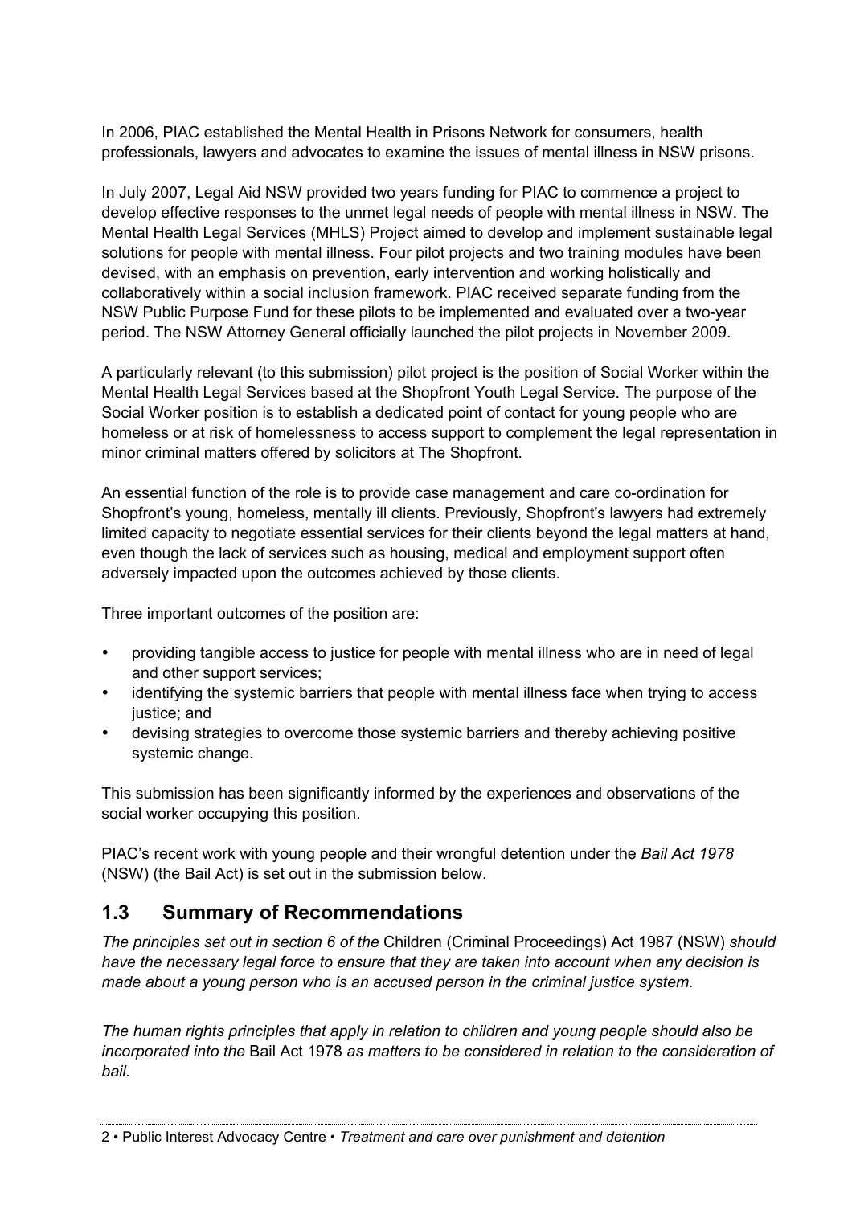In 2006, PIAC established the Mental Health in Prisons Network for consumers, health professionals, lawyers and advocates to examine the issues of mental illness in NSW prisons.

In July 2007, Legal Aid NSW provided two years funding for PIAC to commence a project to develop effective responses to the unmet legal needs of people with mental illness in NSW. The Mental Health Legal Services (MHLS) Project aimed to develop and implement sustainable legal solutions for people with mental illness. Four pilot projects and two training modules have been devised, with an emphasis on prevention, early intervention and working holistically and collaboratively within a social inclusion framework. PIAC received separate funding from the NSW Public Purpose Fund for these pilots to be implemented and evaluated over a two-year period. The NSW Attorney General officially launched the pilot projects in November 2009.

A particularly relevant (to this submission) pilot project is the position of Social Worker within the Mental Health Legal Services based at the Shopfront Youth Legal Service. The purpose of the Social Worker position is to establish a dedicated point of contact for young people who are homeless or at risk of homelessness to access support to complement the legal representation in minor criminal matters offered by solicitors at The Shopfront.

An essential function of the role is to provide case management and care co-ordination for Shopfront's young, homeless, mentally ill clients. Previously, Shopfront's lawyers had extremely limited capacity to negotiate essential services for their clients beyond the legal matters at hand, even though the lack of services such as housing, medical and employment support often adversely impacted upon the outcomes achieved by those clients.

Three important outcomes of the position are:

- providing tangible access to justice for people with mental illness who are in need of legal and other support services;
- identifying the systemic barriers that people with mental illness face when trying to access justice; and
- devising strategies to overcome those systemic barriers and thereby achieving positive systemic change.

This submission has been significantly informed by the experiences and observations of the social worker occupying this position.

PIAC's recent work with young people and their wrongful detention under the *Bail Act 1978* (NSW) (the Bail Act) is set out in the submission below.

## 1.3 Summary of Recommendations

*The principles set out in section 6 of the* Children (Criminal Proceedings) Act 1987 (NSW) *should have the necessary legal force to ensure that they are taken into account when any decision is made about a young person who is an accused person in the criminal justice system.*

*The human rights principles that apply in relation to children and young people should also be incorporated into the* Bail Act 1978 *as matters to be considered in relation to the consideration of bail.*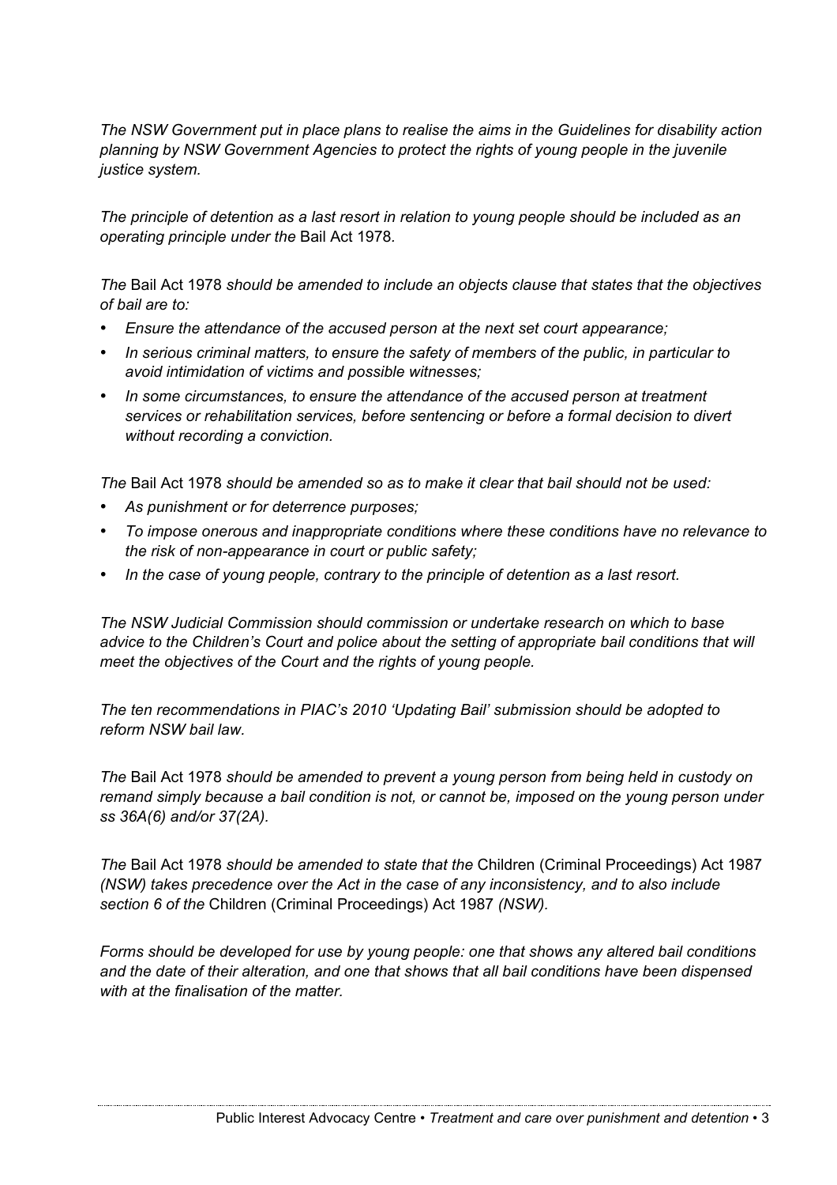*The NSW Government put in place plans to realise the aims in the Guidelines for disability action planning by NSW Government Agencies to protect the rights of young people in the juvenile justice system.*

*The principle of detention as a last resort in relation to young people should be included as an operating principle under the* Bail Act 1978*.*

*The* Bail Act 1978 *should be amended to include an objects clause that states that the objectives of bail are to:*

- *Ensure the attendance of the accused person at the next set court appearance;*
- *In serious criminal matters, to ensure the safety of members of the public, in particular to avoid intimidation of victims and possible witnesses;*
- *In some circumstances, to ensure the attendance of the accused person at treatment services or rehabilitation services, before sentencing or before a formal decision to divert without recording a conviction.*

*The* Bail Act 1978 *should be amended so as to make it clear that bail should not be used:*

- *As punishment or for deterrence purposes;*
- *To impose onerous and inappropriate conditions where these conditions have no relevance to the risk of non-appearance in court or public safety;*
- *In the case of young people, contrary to the principle of detention as a last resort.*

*The NSW Judicial Commission should commission or undertake research on which to base advice to the Children's Court and police about the setting of appropriate bail conditions that will meet the objectives of the Court and the rights of young people.*

*The ten recommendations in PIAC's 2010 'Updating Bail' submission should be adopted to reform NSW bail law.*

*The* Bail Act 1978 *should be amended to prevent a young person from being held in custody on remand simply because a bail condition is not, or cannot be, imposed on the young person under ss 36A(6) and/or 37(2A).*

*The* Bail Act 1978 *should be amended to state that the* Children (Criminal Proceedings) Act 1987 *(NSW) takes precedence over the Act in the case of any inconsistency, and to also include section 6 of the* Children (Criminal Proceedings) Act 1987 *(NSW).*

*Forms should be developed for use by young people: one that shows any altered bail conditions and the date of their alteration, and one that shows that all bail conditions have been dispensed with at the finalisation of the matter.*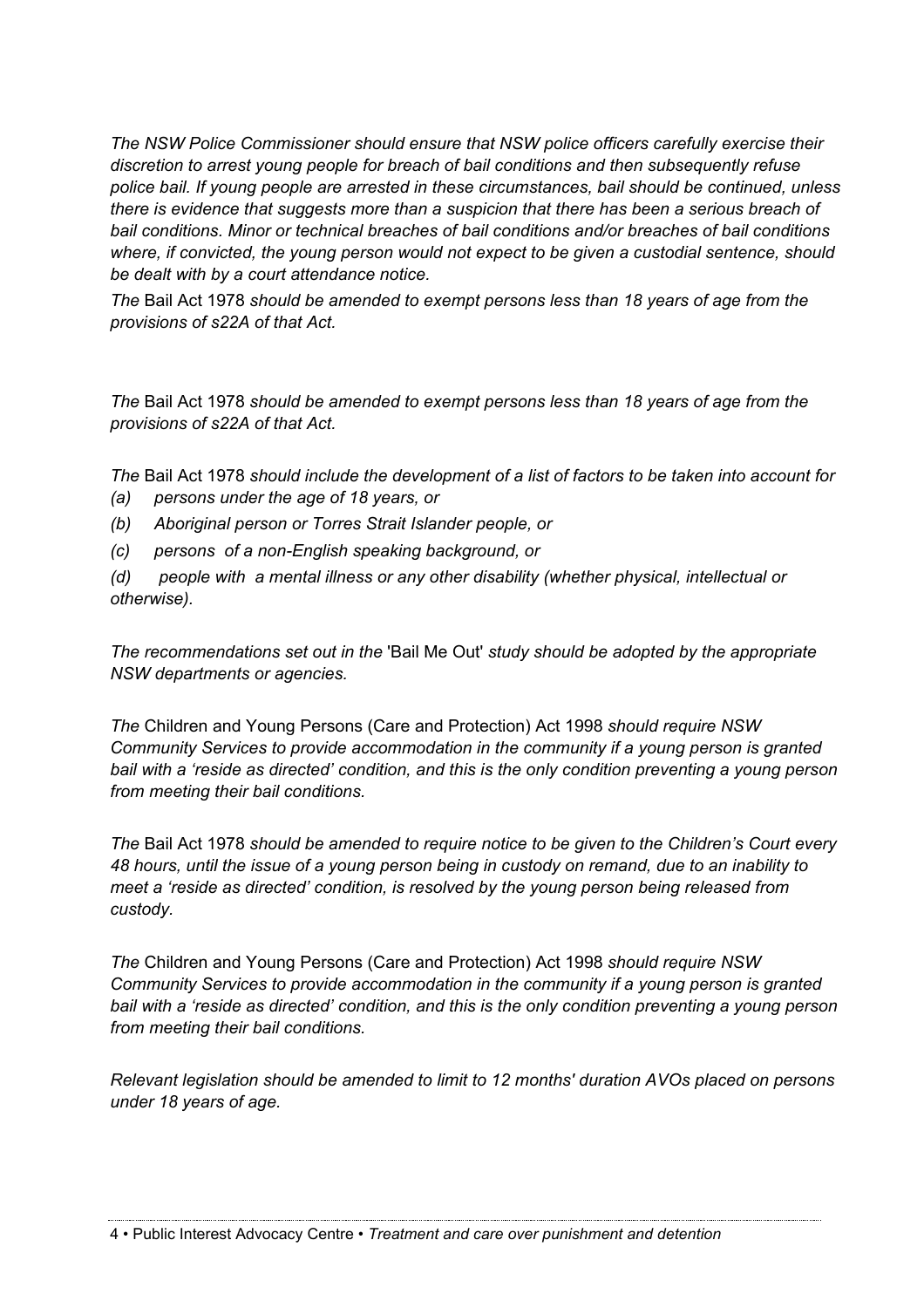*The NSW Police Commissioner should ensure that NSW police officers carefully exercise their discretion to arrest young people for breach of bail conditions and then subsequently refuse police bail. If young people are arrested in these circumstances, bail should be continued, unless there is evidence that suggests more than a suspicion that there has been a serious breach of bail conditions. Minor or technical breaches of bail conditions and/or breaches of bail conditions where, if convicted, the young person would not expect to be given a custodial sentence, should be dealt with by a court attendance notice.*

*The* Bail Act 1978 *should be amended to exempt persons less than 18 years of age from the provisions of s22A of that Act.*

*The* Bail Act 1978 *should be amended to exempt persons less than 18 years of age from the provisions of s22A of that Act.*

*The* Bail Act 1978 *should include the development of a list of factors to be taken into account for*

*(a) persons under the age of 18 years, or*

*(b) Aboriginal person or Torres Strait Islander people, or*

*(c) persons of a non-English speaking background, or*

*(d) people with a mental illness or any other disability (whether physical, intellectual or otherwise).*

*The recommendations set out in the* 'Bail Me Out' *study should be adopted by the appropriate NSW departments or agencies.*

*The* Children and Young Persons (Care and Protection) Act 1998 *should require NSW Community Services to provide accommodation in the community if a young person is granted bail with a 'reside as directed' condition, and this is the only condition preventing a young person from meeting their bail conditions.*

*The* Bail Act 1978 *should be amended to require notice to be given to the Children's Court every 48 hours, until the issue of a young person being in custody on remand, due to an inability to meet a 'reside as directed' condition, is resolved by the young person being released from custody.*

*The* Children and Young Persons (Care and Protection) Act 1998 *should require NSW Community Services to provide accommodation in the community if a young person is granted bail with a 'reside as directed' condition, and this is the only condition preventing a young person from meeting their bail conditions.*

*Relevant legislation should be amended to limit to 12 months' duration AVOs placed on persons under 18 years of age.*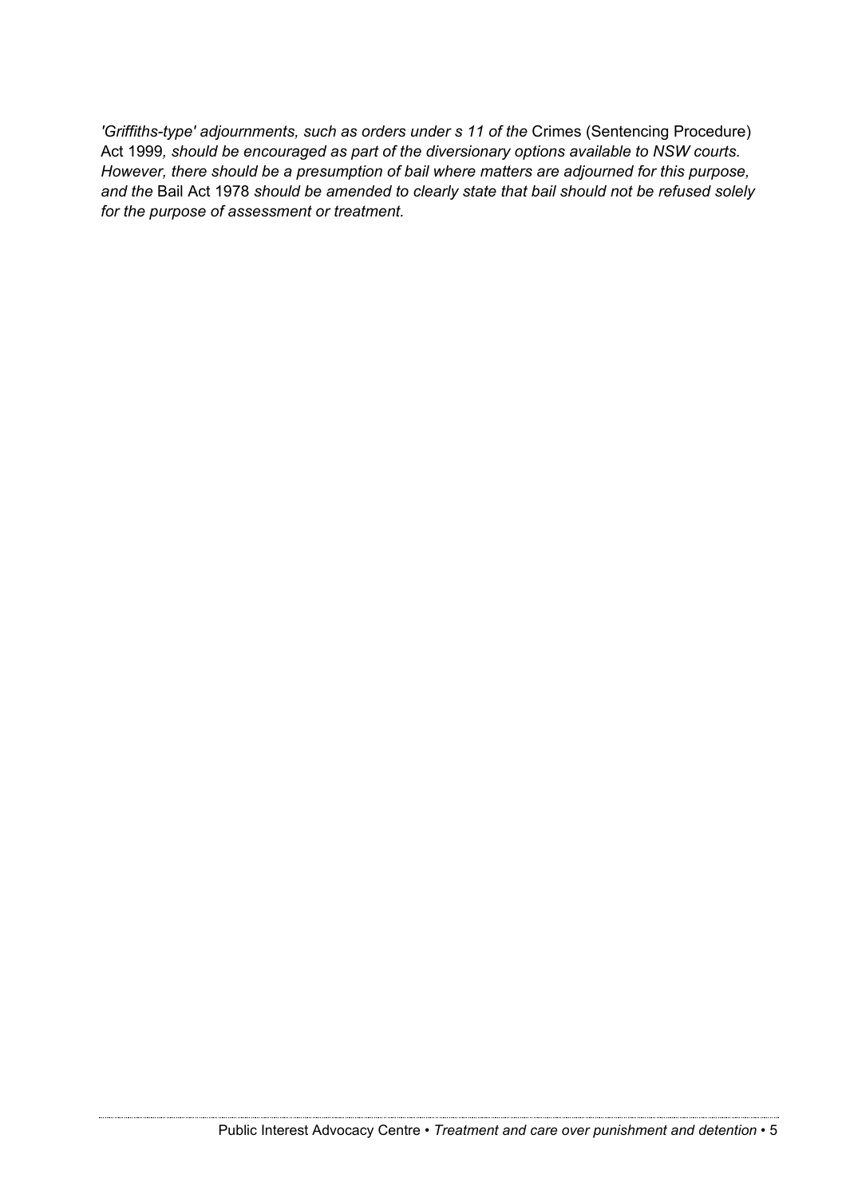*'Griffiths-type' adjournments, such as orders under s 11 of the* Crimes (Sentencing Procedure) Act 1999*, should be encouraged as part of the diversionary options available to NSW courts. However, there should be a presumption of bail where matters are adjourned for this purpose, and the* Bail Act 1978 *should be amended to clearly state that bail should not be refused solely for the purpose of assessment or treatment.*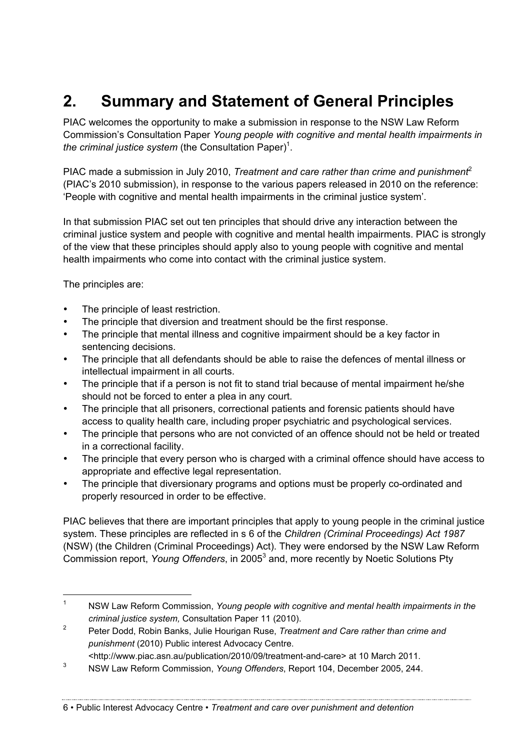## 2. Summary and Statement of General Principles

PIAC welcomes the opportunity to make a submission in response to the NSW Law Reform Commission's Consultation Paper *Young people with cognitive and mental health impairments in the criminal justice system* (the Consultation Paper)[1].

PIAC made a submission in July 2010, *Treatment and care rather than crime and punishment*[2] (PIAC's 2010 submission), in response to the various papers released in 2010 on the reference: 'People with cognitive and mental health impairments in the criminal justice system'.

In that submission PIAC set out ten principles that should drive any interaction between the criminal justice system and people with cognitive and mental health impairments. PIAC is strongly of the view that these principles should apply also to young people with cognitive and mental health impairments who come into contact with the criminal justice system.

The principles are:

- The principle of least restriction.
- The principle that diversion and treatment should be the first response.
- The principle that mental illness and cognitive impairment should be a key factor in sentencing decisions.
- The principle that all defendants should be able to raise the defences of mental illness or intellectual impairment in all courts.
- The principle that if a person is not fit to stand trial because of mental impairment he/she should not be forced to enter a plea in any court.
- The principle that all prisoners, correctional patients and forensic patients should have access to quality health care, including proper psychiatric and psychological services.
- The principle that persons who are not convicted of an offence should not be held or treated in a correctional facility.
- The principle that every person who is charged with a criminal offence should have access to appropriate and effective legal representation.
- The principle that diversionary programs and options must be properly co-ordinated and properly resourced in order to be effective.

PIAC believes that there are important principles that apply to young people in the criminal justice system. These principles are reflected in s 6 of the *Children (Criminal Proceedings) Act 1987* (NSW) (the Children (Criminal Proceedings) Act). They were endorsed by the NSW Law Reform Commission report, *Young Offenders*, in 2005[3] and, more recently by Noetic Solutions Pty

---

1. NSW Law Reform Commission, *Young people with cognitive and mental health impairments in the criminal justice system,* Consultation Paper 11 (2010).
2. Peter Dodd, Robin Banks, Julie Hourigan Ruse, *Treatment and Care rather than crime and punishment* (2010) Public interest Advocacy Centre. <http://www.piac.asn.au/publication/2010/09/treatment-and-care> at 10 March 2011.
3. NSW Law Reform Commission, *Young Offenders*, Report 104, December 2005, 244.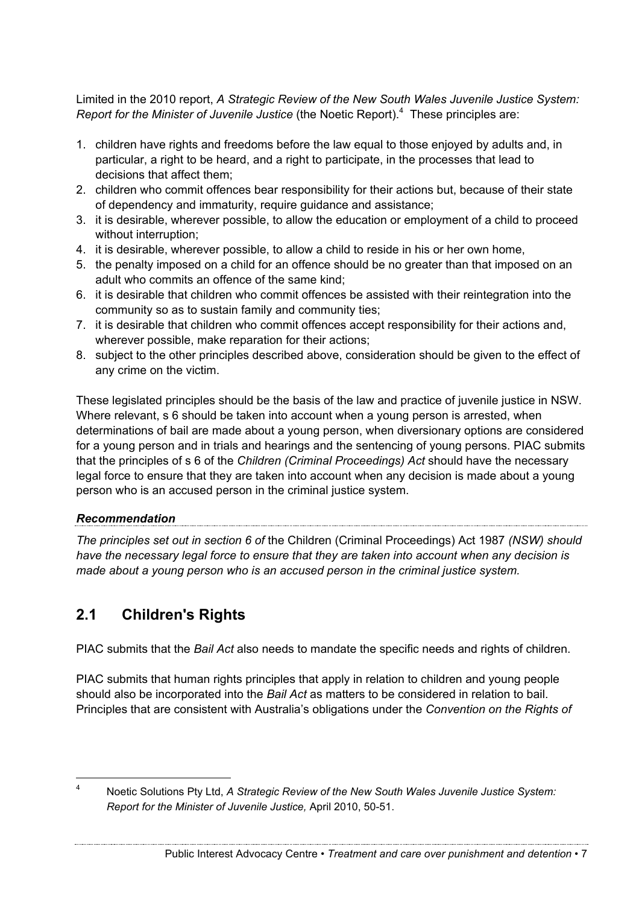Limited in the 2010 report, *A Strategic Review of the New South Wales Juvenile Justice System: Report for the Minister of Juvenile Justice* (the Noetic Report).[4] These principles are:

1. children have rights and freedoms before the law equal to those enjoyed by adults and, in particular, a right to be heard, and a right to participate, in the processes that lead to decisions that affect them;
2. children who commit offences bear responsibility for their actions but, because of their state of dependency and immaturity, require guidance and assistance;
3. it is desirable, wherever possible, to allow the education or employment of a child to proceed without interruption;
4. it is desirable, wherever possible, to allow a child to reside in his or her own home,
5. the penalty imposed on a child for an offence should be no greater than that imposed on an adult who commits an offence of the same kind;
6. it is desirable that children who commit offences be assisted with their reintegration into the community so as to sustain family and community ties;
7. it is desirable that children who commit offences accept responsibility for their actions and, wherever possible, make reparation for their actions;
8. subject to the other principles described above, consideration should be given to the effect of any crime on the victim.

These legislated principles should be the basis of the law and practice of juvenile justice in NSW. Where relevant, s 6 should be taken into account when a young person is arrested, when determinations of bail are made about a young person, when diversionary options are considered for a young person and in trials and hearings and the sentencing of young persons. PIAC submits that the principles of s 6 of the *Children (Criminal Proceedings) Act* should have the necessary legal force to ensure that they are taken into account when any decision is made about a young person who is an accused person in the criminal justice system.

***Recommendation***

*The principles set out in section 6 of* the Children (Criminal Proceedings) Act 1987 *(NSW) should have the necessary legal force to ensure that they are taken into account when any decision is made about a young person who is an accused person in the criminal justice system.*

## 2.1 Children's Rights

PIAC submits that the *Bail Act* also needs to mandate the specific needs and rights of children.

PIAC submits that human rights principles that apply in relation to children and young people should also be incorporated into the *Bail Act* as matters to be considered in relation to bail. Principles that are consistent with Australia's obligations under the *Convention on the Rights of*

[4] Noetic Solutions Pty Ltd, *A Strategic Review of the New South Wales Juvenile Justice System: Report for the Minister of Juvenile Justice,* April 2010, 50-51.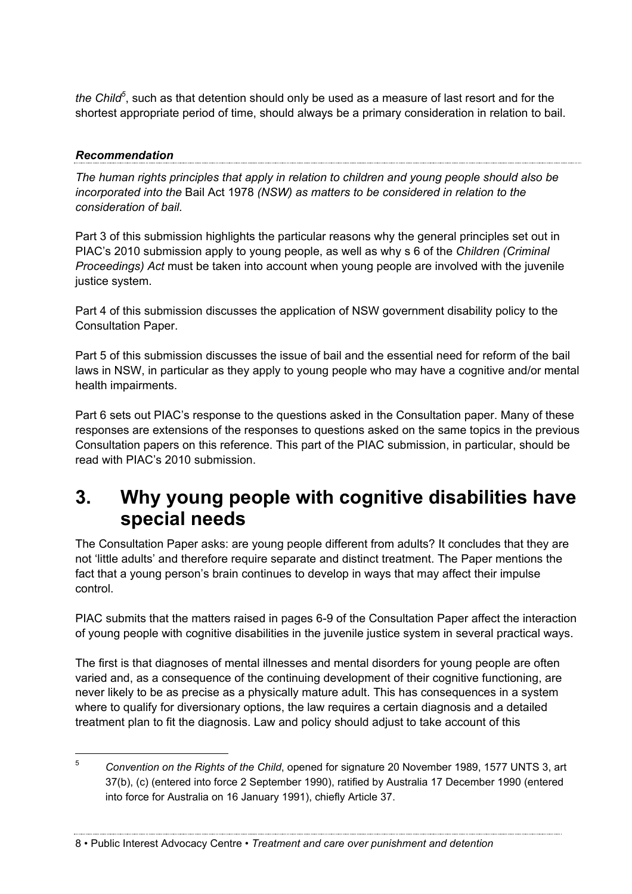*the Child*[5], such as that detention should only be used as a measure of last resort and for the shortest appropriate period of time, should always be a primary consideration in relation to bail.

***Recommendation***

*The human rights principles that apply in relation to children and young people should also be incorporated into the* Bail Act 1978 *(NSW) as matters to be considered in relation to the consideration of bail.*

Part 3 of this submission highlights the particular reasons why the general principles set out in PIAC's 2010 submission apply to young people, as well as why s 6 of the *Children (Criminal Proceedings) Act* must be taken into account when young people are involved with the juvenile justice system.

Part 4 of this submission discusses the application of NSW government disability policy to the Consultation Paper.

Part 5 of this submission discusses the issue of bail and the essential need for reform of the bail laws in NSW, in particular as they apply to young people who may have a cognitive and/or mental health impairments.

Part 6 sets out PIAC's response to the questions asked in the Consultation paper. Many of these responses are extensions of the responses to questions asked on the same topics in the previous Consultation papers on this reference. This part of the PIAC submission, in particular, should be read with PIAC's 2010 submission.

# 3. Why young people with cognitive disabilities have special needs

The Consultation Paper asks: are young people different from adults? It concludes that they are not 'little adults' and therefore require separate and distinct treatment. The Paper mentions the fact that a young person's brain continues to develop in ways that may affect their impulse control.

PIAC submits that the matters raised in pages 6-9 of the Consultation Paper affect the interaction of young people with cognitive disabilities in the juvenile justice system in several practical ways.

The first is that diagnoses of mental illnesses and mental disorders for young people are often varied and, as a consequence of the continuing development of their cognitive functioning, are never likely to be as precise as a physically mature adult. This has consequences in a system where to qualify for diversionary options, the law requires a certain diagnosis and a detailed treatment plan to fit the diagnosis. Law and policy should adjust to take account of this

---

[5] *Convention on the Rights of the Child*, opened for signature 20 November 1989, 1577 UNTS 3, art 37(b), (c) (entered into force 2 September 1990), ratified by Australia 17 December 1990 (entered into force for Australia on 16 January 1991), chiefly Article 37.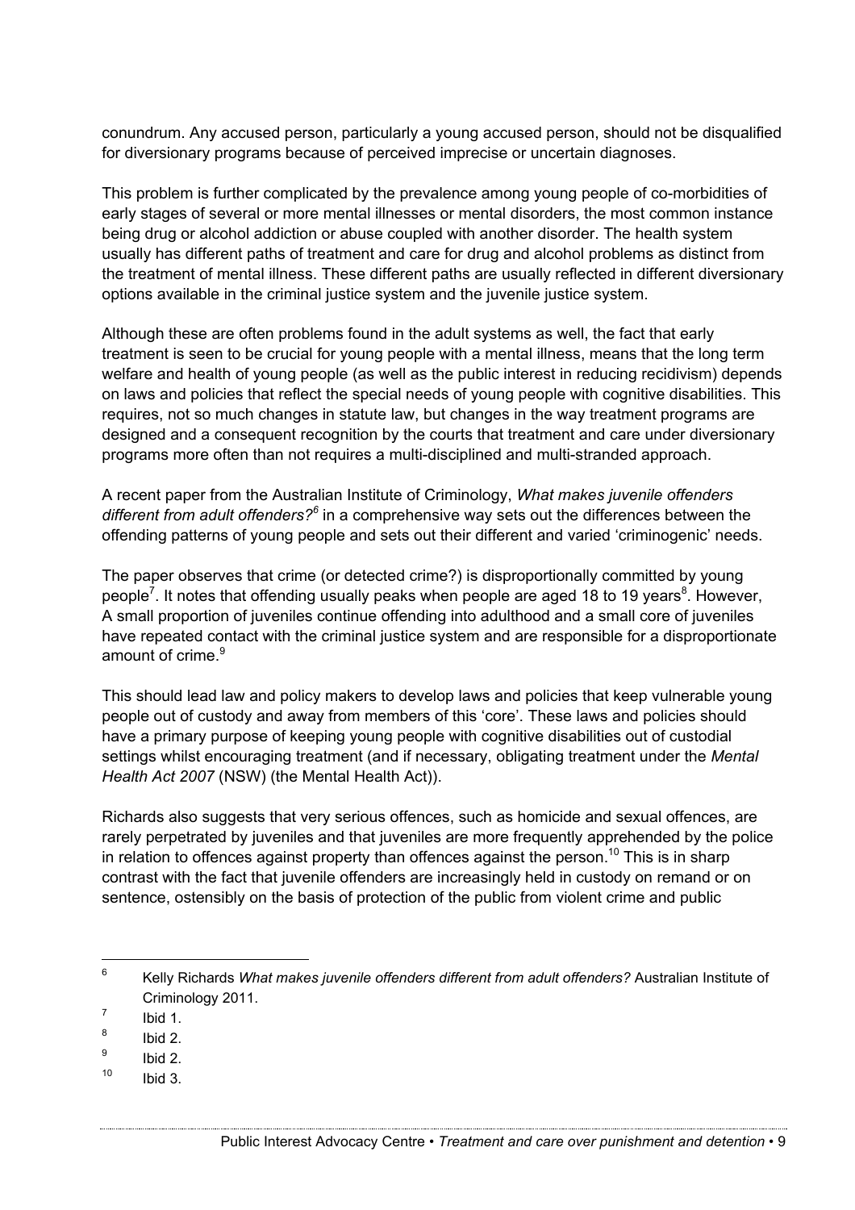conundrum. Any accused person, particularly a young accused person, should not be disqualified for diversionary programs because of perceived imprecise or uncertain diagnoses.

This problem is further complicated by the prevalence among young people of co-morbidities of early stages of several or more mental illnesses or mental disorders, the most common instance being drug or alcohol addiction or abuse coupled with another disorder. The health system usually has different paths of treatment and care for drug and alcohol problems as distinct from the treatment of mental illness. These different paths are usually reflected in different diversionary options available in the criminal justice system and the juvenile justice system.

Although these are often problems found in the adult systems as well, the fact that early treatment is seen to be crucial for young people with a mental illness, means that the long term welfare and health of young people (as well as the public interest in reducing recidivism) depends on laws and policies that reflect the special needs of young people with cognitive disabilities. This requires, not so much changes in statute law, but changes in the way treatment programs are designed and a consequent recognition by the courts that treatment and care under diversionary programs more often than not requires a multi-disciplined and multi-stranded approach.

A recent paper from the Australian Institute of Criminology, *What makes juvenile offenders different from adult offenders?*[6] in a comprehensive way sets out the differences between the offending patterns of young people and sets out their different and varied 'criminogenic' needs.

The paper observes that crime (or detected crime?) is disproportionally committed by young people[7]. It notes that offending usually peaks when people are aged 18 to 19 years[8]. However, A small proportion of juveniles continue offending into adulthood and a small core of juveniles have repeated contact with the criminal justice system and are responsible for a disproportionate amount of crime.[9]

This should lead law and policy makers to develop laws and policies that keep vulnerable young people out of custody and away from members of this 'core'. These laws and policies should have a primary purpose of keeping young people with cognitive disabilities out of custodial settings whilst encouraging treatment (and if necessary, obligating treatment under the *Mental Health Act 2007* (NSW) (the Mental Health Act)).

Richards also suggests that very serious offences, such as homicide and sexual offences, are rarely perpetrated by juveniles and that juveniles are more frequently apprehended by the police in relation to offences against property than offences against the person.[10] This is in sharp contrast with the fact that juvenile offenders are increasingly held in custody on remand or on sentence, ostensibly on the basis of protection of the public from violent crime and public

---

[6] Kelly Richards *What makes juvenile offenders different from adult offenders?* Australian Institute of Criminology 2011.

[7] Ibid 1.

[8] Ibid 2.

[9] Ibid 2.

[10] Ibid 3.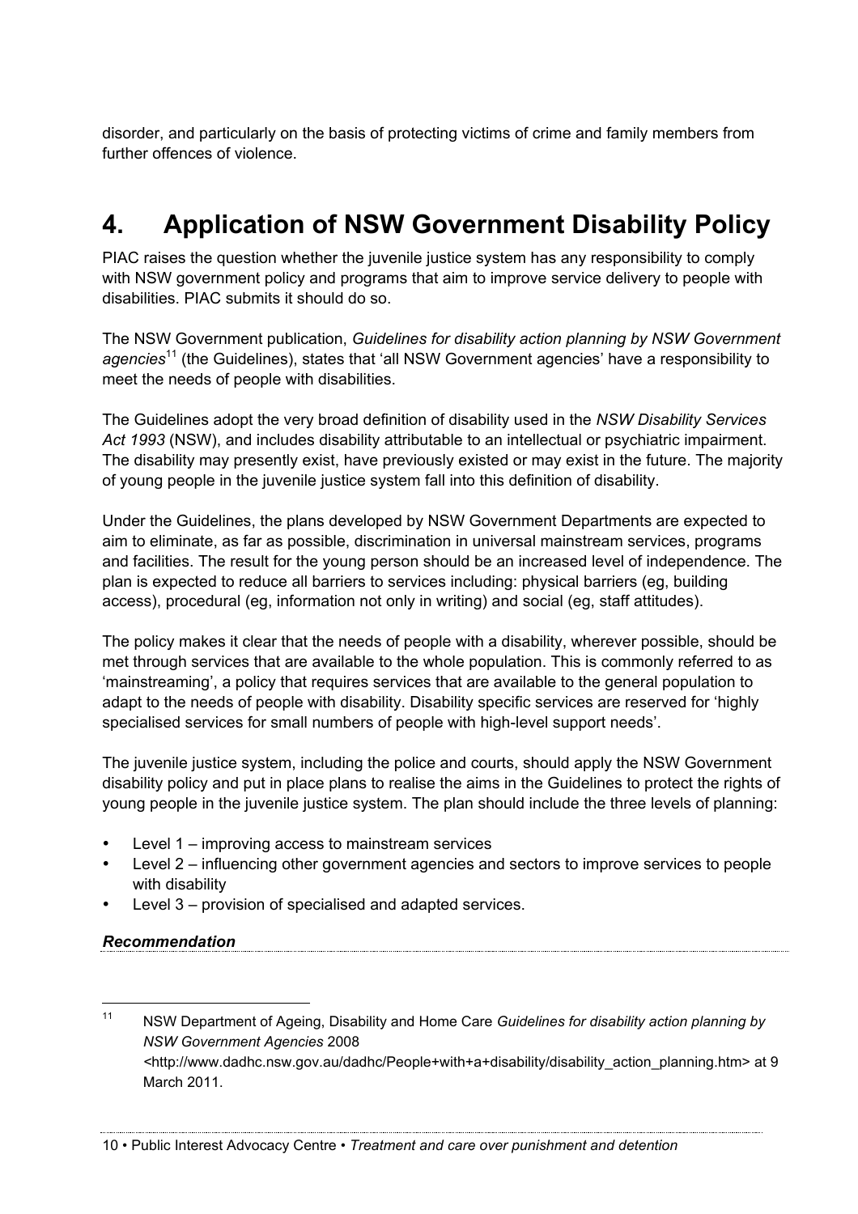disorder, and particularly on the basis of protecting victims of crime and family members from further offences of violence.

# 4. Application of NSW Government Disability Policy

PIAC raises the question whether the juvenile justice system has any responsibility to comply with NSW government policy and programs that aim to improve service delivery to people with disabilities. PIAC submits it should do so.

The NSW Government publication, *Guidelines for disability action planning by NSW Government agencies*[11] (the Guidelines), states that 'all NSW Government agencies' have a responsibility to meet the needs of people with disabilities.

The Guidelines adopt the very broad definition of disability used in the *NSW Disability Services Act 1993* (NSW), and includes disability attributable to an intellectual or psychiatric impairment. The disability may presently exist, have previously existed or may exist in the future. The majority of young people in the juvenile justice system fall into this definition of disability.

Under the Guidelines, the plans developed by NSW Government Departments are expected to aim to eliminate, as far as possible, discrimination in universal mainstream services, programs and facilities. The result for the young person should be an increased level of independence. The plan is expected to reduce all barriers to services including: physical barriers (eg, building access), procedural (eg, information not only in writing) and social (eg, staff attitudes).

The policy makes it clear that the needs of people with a disability, wherever possible, should be met through services that are available to the whole population. This is commonly referred to as 'mainstreaming', a policy that requires services that are available to the general population to adapt to the needs of people with disability. Disability specific services are reserved for 'highly specialised services for small numbers of people with high-level support needs'.

The juvenile justice system, including the police and courts, should apply the NSW Government disability policy and put in place plans to realise the aims in the Guidelines to protect the rights of young people in the juvenile justice system. The plan should include the three levels of planning:

- Level 1 – improving access to mainstream services
- Level 2 – influencing other government agencies and sectors to improve services to people with disability
- Level 3 – provision of specialised and adapted services.

***Recommendation***

[11] NSW Department of Ageing, Disability and Home Care *Guidelines for disability action planning by NSW Government Agencies* 2008 <http://www.dadhc.nsw.gov.au/dadhc/People+with+a+disability/disability_action_planning.htm> at 9 March 2011.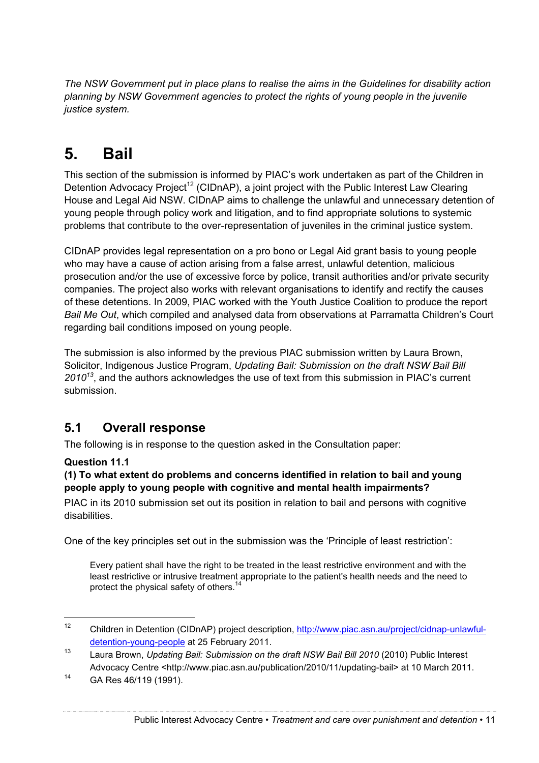*The NSW Government put in place plans to realise the aims in the Guidelines for disability action planning by NSW Government agencies to protect the rights of young people in the juvenile justice system.*

# 5. Bail

This section of the submission is informed by PIAC's work undertaken as part of the Children in Detention Advocacy Project[12] (CIDnAP), a joint project with the Public Interest Law Clearing House and Legal Aid NSW. CIDnAP aims to challenge the unlawful and unnecessary detention of young people through policy work and litigation, and to find appropriate solutions to systemic problems that contribute to the over-representation of juveniles in the criminal justice system.

CIDnAP provides legal representation on a pro bono or Legal Aid grant basis to young people who may have a cause of action arising from a false arrest, unlawful detention, malicious prosecution and/or the use of excessive force by police, transit authorities and/or private security companies. The project also works with relevant organisations to identify and rectify the causes of these detentions. In 2009, PIAC worked with the Youth Justice Coalition to produce the report *Bail Me Out*, which compiled and analysed data from observations at Parramatta Children's Court regarding bail conditions imposed on young people.

The submission is also informed by the previous PIAC submission written by Laura Brown, Solicitor, Indigenous Justice Program, *Updating Bail: Submission on the draft NSW Bail Bill 2010*[13], and the authors acknowledges the use of text from this submission in PIAC's current submission.

## 5.1 Overall response

The following is in response to the question asked in the Consultation paper:

**Question 11.1**

**(1) To what extent do problems and concerns identified in relation to bail and young people apply to young people with cognitive and mental health impairments?**

PIAC in its 2010 submission set out its position in relation to bail and persons with cognitive disabilities.

One of the key principles set out in the submission was the 'Principle of least restriction':

> Every patient shall have the right to be treated in the least restrictive environment and with the least restrictive or intrusive treatment appropriate to the patient's health needs and the need to protect the physical safety of others.[14]

---

[12] Children in Detention (CIDnAP) project description, http://www.piac.asn.au/project/cidnap-unlawful-detention-young-people at 25 February 2011.

[13] Laura Brown, *Updating Bail: Submission on the draft NSW Bail Bill 2010* (2010) Public Interest Advocacy Centre <http://www.piac.asn.au/publication/2010/11/updating-bail> at 10 March 2011.

[14] GA Res 46/119 (1991).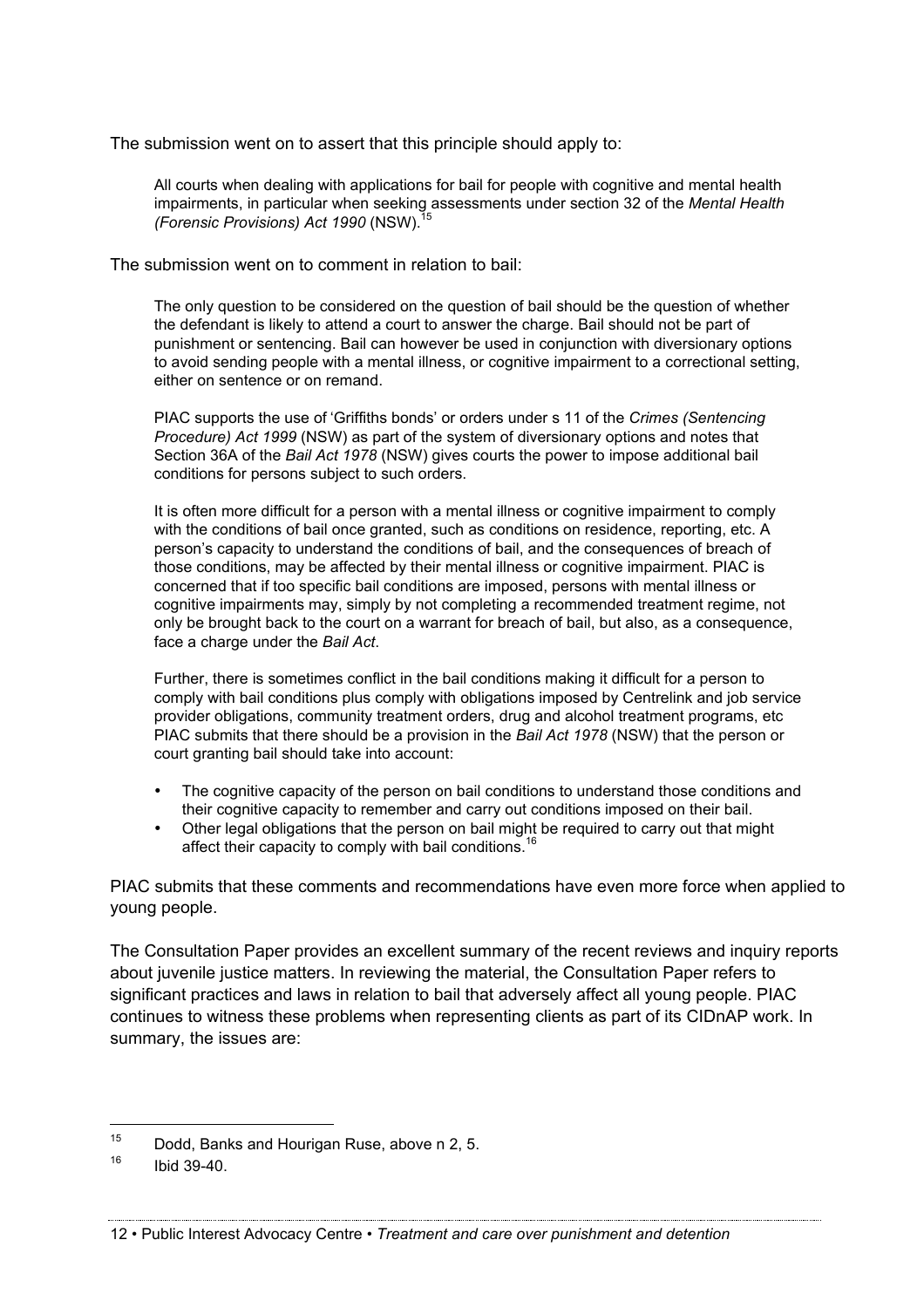The submission went on to assert that this principle should apply to:

> All courts when dealing with applications for bail for people with cognitive and mental health impairments, in particular when seeking assessments under section 32 of the *Mental Health (Forensic Provisions) Act 1990* (NSW).[15]

The submission went on to comment in relation to bail:

> The only question to be considered on the question of bail should be the question of whether the defendant is likely to attend a court to answer the charge. Bail should not be part of punishment or sentencing. Bail can however be used in conjunction with diversionary options to avoid sending people with a mental illness, or cognitive impairment to a correctional setting, either on sentence or on remand.
>
> PIAC supports the use of 'Griffiths bonds' or orders under s 11 of the *Crimes (Sentencing Procedure) Act 1999* (NSW) as part of the system of diversionary options and notes that Section 36A of the *Bail Act 1978* (NSW) gives courts the power to impose additional bail conditions for persons subject to such orders.
>
> It is often more difficult for a person with a mental illness or cognitive impairment to comply with the conditions of bail once granted, such as conditions on residence, reporting, etc. A person's capacity to understand the conditions of bail, and the consequences of breach of those conditions, may be affected by their mental illness or cognitive impairment. PIAC is concerned that if too specific bail conditions are imposed, persons with mental illness or cognitive impairments may, simply by not completing a recommended treatment regime, not only be brought back to the court on a warrant for breach of bail, but also, as a consequence, face a charge under the *Bail Act*.
>
> Further, there is sometimes conflict in the bail conditions making it difficult for a person to comply with bail conditions plus comply with obligations imposed by Centrelink and job service provider obligations, community treatment orders, drug and alcohol treatment programs, etc PIAC submits that there should be a provision in the *Bail Act 1978* (NSW) that the person or court granting bail should take into account:
>
> - The cognitive capacity of the person on bail conditions to understand those conditions and their cognitive capacity to remember and carry out conditions imposed on their bail.
> - Other legal obligations that the person on bail might be required to carry out that might affect their capacity to comply with bail conditions.[16]

PIAC submits that these comments and recommendations have even more force when applied to young people.

The Consultation Paper provides an excellent summary of the recent reviews and inquiry reports about juvenile justice matters. In reviewing the material, the Consultation Paper refers to significant practices and laws in relation to bail that adversely affect all young people. PIAC continues to witness these problems when representing clients as part of its CIDnAP work. In summary, the issues are:

---

[15] Dodd, Banks and Hourigan Ruse, above n 2, 5.

[16] Ibid 39-40.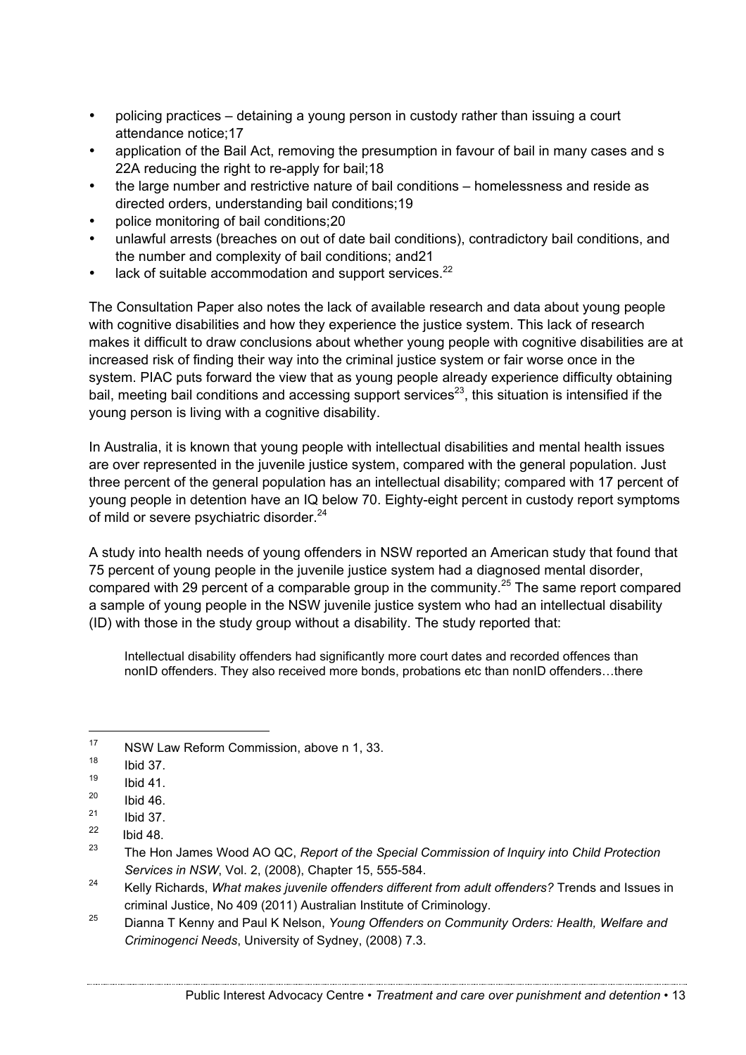- policing practices – detaining a young person in custody rather than issuing a court attendance notice;17
- application of the Bail Act, removing the presumption in favour of bail in many cases and s 22A reducing the right to re-apply for bail;18
- the large number and restrictive nature of bail conditions – homelessness and reside as directed orders, understanding bail conditions;19
- police monitoring of bail conditions;20
- unlawful arrests (breaches on out of date bail conditions), contradictory bail conditions, and the number and complexity of bail conditions; and21
- lack of suitable accommodation and support services.[22]

The Consultation Paper also notes the lack of available research and data about young people with cognitive disabilities and how they experience the justice system. This lack of research makes it difficult to draw conclusions about whether young people with cognitive disabilities are at increased risk of finding their way into the criminal justice system or fair worse once in the system. PIAC puts forward the view that as young people already experience difficulty obtaining bail, meeting bail conditions and accessing support services[23], this situation is intensified if the young person is living with a cognitive disability.

In Australia, it is known that young people with intellectual disabilities and mental health issues are over represented in the juvenile justice system, compared with the general population. Just three percent of the general population has an intellectual disability; compared with 17 percent of young people in detention have an IQ below 70. Eighty-eight percent in custody report symptoms of mild or severe psychiatric disorder.[24]

A study into health needs of young offenders in NSW reported an American study that found that 75 percent of young people in the juvenile justice system had a diagnosed mental disorder, compared with 29 percent of a comparable group in the community.[25] The same report compared a sample of young people in the NSW juvenile justice system who had an intellectual disability (ID) with those in the study group without a disability. The study reported that:

> Intellectual disability offenders had significantly more court dates and recorded offences than nonID offenders. They also received more bonds, probations etc than nonID offenders…there

---

[17] NSW Law Reform Commission, above n 1, 33.

[18] Ibid 37.

[19] Ibid 41.

[20] Ibid 46.

[21] Ibid 37.

[22] Ibid 48.

[23] The Hon James Wood AO QC, *Report of the Special Commission of Inquiry into Child Protection Services in NSW*, Vol. 2, (2008), Chapter 15, 555-584.

[24] Kelly Richards, *What makes juvenile offenders different from adult offenders?* Trends and Issues in criminal Justice, No 409 (2011) Australian Institute of Criminology.

[25] Dianna T Kenny and Paul K Nelson, *Young Offenders on Community Orders: Health, Welfare and Criminogenci Needs*, University of Sydney, (2008) 7.3.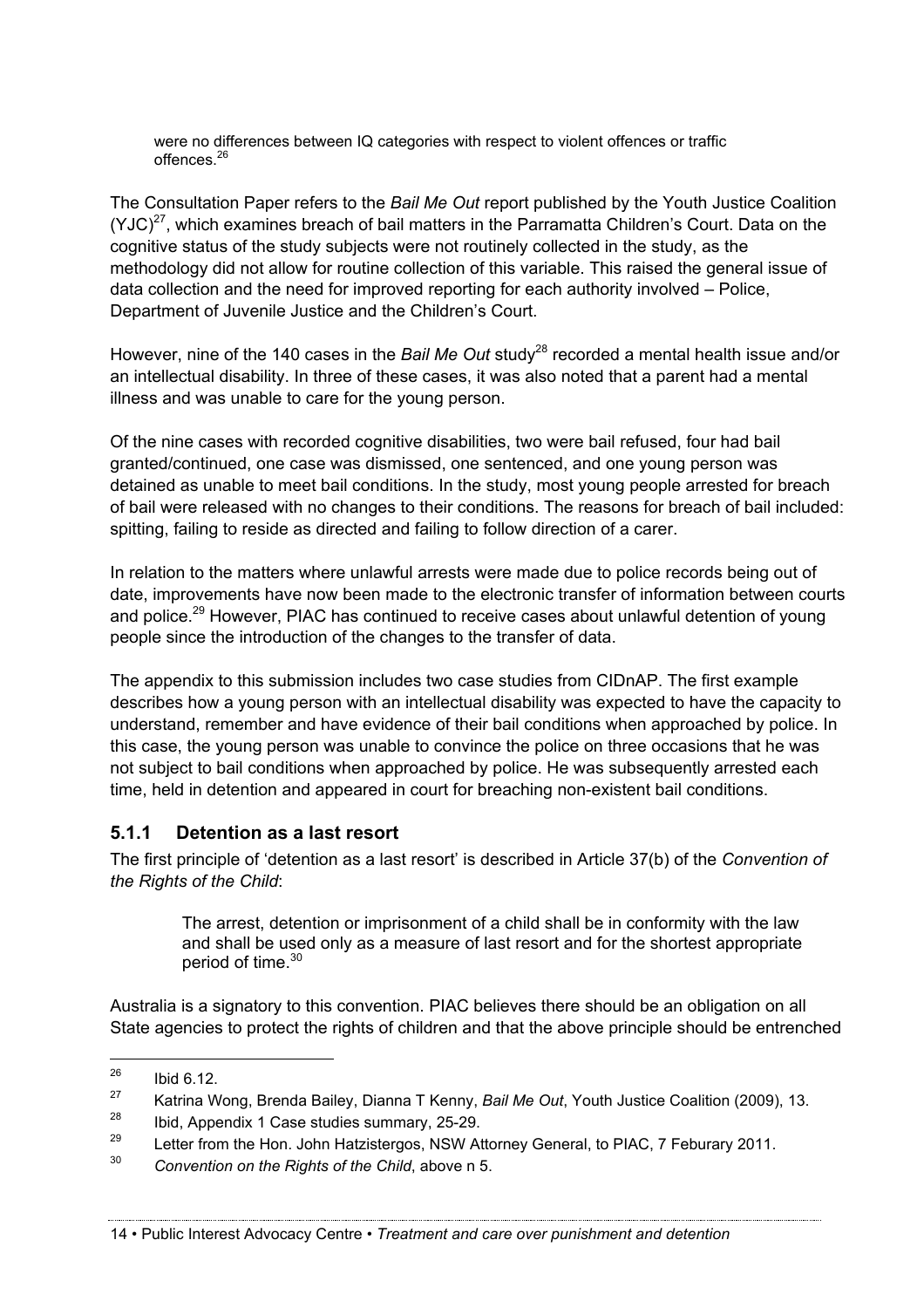> were no differences between IQ categories with respect to violent offences or traffic offences.[26]

The Consultation Paper refers to the *Bail Me Out* report published by the Youth Justice Coalition (YJC)[27], which examines breach of bail matters in the Parramatta Children's Court. Data on the cognitive status of the study subjects were not routinely collected in the study, as the methodology did not allow for routine collection of this variable. This raised the general issue of data collection and the need for improved reporting for each authority involved – Police, Department of Juvenile Justice and the Children's Court.

However, nine of the 140 cases in the *Bail Me Out* study[28] recorded a mental health issue and/or an intellectual disability. In three of these cases, it was also noted that a parent had a mental illness and was unable to care for the young person.

Of the nine cases with recorded cognitive disabilities, two were bail refused, four had bail granted/continued, one case was dismissed, one sentenced, and one young person was detained as unable to meet bail conditions. In the study, most young people arrested for breach of bail were released with no changes to their conditions. The reasons for breach of bail included: spitting, failing to reside as directed and failing to follow direction of a carer.

In relation to the matters where unlawful arrests were made due to police records being out of date, improvements have now been made to the electronic transfer of information between courts and police.[29] However, PIAC has continued to receive cases about unlawful detention of young people since the introduction of the changes to the transfer of data.

The appendix to this submission includes two case studies from CIDnAP. The first example describes how a young person with an intellectual disability was expected to have the capacity to understand, remember and have evidence of their bail conditions when approached by police. In this case, the young person was unable to convince the police on three occasions that he was not subject to bail conditions when approached by police. He was subsequently arrested each time, held in detention and appeared in court for breaching non-existent bail conditions.

### 5.1.1 Detention as a last resort

The first principle of 'detention as a last resort' is described in Article 37(b) of the *Convention of the Rights of the Child*:

> The arrest, detention or imprisonment of a child shall be in conformity with the law and shall be used only as a measure of last resort and for the shortest appropriate period of time.[30]

Australia is a signatory to this convention. PIAC believes there should be an obligation on all State agencies to protect the rights of children and that the above principle should be entrenched

---

[26] Ibid 6.12.

[27] Katrina Wong, Brenda Bailey, Dianna T Kenny, *Bail Me Out*, Youth Justice Coalition (2009), 13.

[28] Ibid, Appendix 1 Case studies summary, 25-29.

[29] Letter from the Hon. John Hatzistergos, NSW Attorney General, to PIAC, 7 Feburary 2011.

[30] *Convention on the Rights of the Child*, above n 5.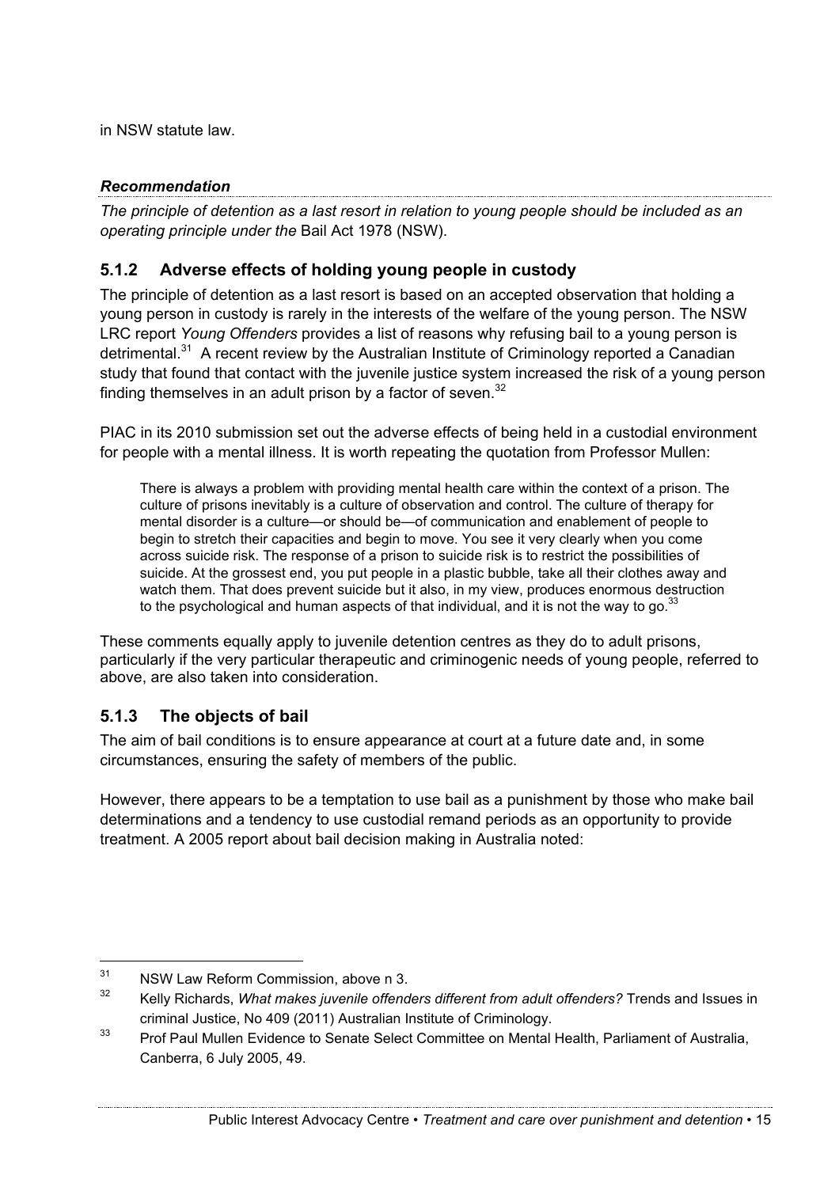in NSW statute law.

***Recommendation***

*The principle of detention as a last resort in relation to young people should be included as an operating principle under the* Bail Act 1978 (NSW).

### 5.1.2 Adverse effects of holding young people in custody

The principle of detention as a last resort is based on an accepted observation that holding a young person in custody is rarely in the interests of the welfare of the young person. The NSW LRC report *Young Offenders* provides a list of reasons why refusing bail to a young person is detrimental.[31] A recent review by the Australian Institute of Criminology reported a Canadian study that found that contact with the juvenile justice system increased the risk of a young person finding themselves in an adult prison by a factor of seven.[32]

PIAC in its 2010 submission set out the adverse effects of being held in a custodial environment for people with a mental illness. It is worth repeating the quotation from Professor Mullen:

> There is always a problem with providing mental health care within the context of a prison. The culture of prisons inevitably is a culture of observation and control. The culture of therapy for mental disorder is a culture—or should be—of communication and enablement of people to begin to stretch their capacities and begin to move. You see it very clearly when you come across suicide risk. The response of a prison to suicide risk is to restrict the possibilities of suicide. At the grossest end, you put people in a plastic bubble, take all their clothes away and watch them. That does prevent suicide but it also, in my view, produces enormous destruction to the psychological and human aspects of that individual, and it is not the way to go.[33]

These comments equally apply to juvenile detention centres as they do to adult prisons, particularly if the very particular therapeutic and criminogenic needs of young people, referred to above, are also taken into consideration.

### 5.1.3 The objects of bail

The aim of bail conditions is to ensure appearance at court at a future date and, in some circumstances, ensuring the safety of members of the public.

However, there appears to be a temptation to use bail as a punishment by those who make bail determinations and a tendency to use custodial remand periods as an opportunity to provide treatment. A 2005 report about bail decision making in Australia noted:

---

[31] NSW Law Reform Commission, above n 3.

[32] Kelly Richards, *What makes juvenile offenders different from adult offenders?* Trends and Issues in criminal Justice, No 409 (2011) Australian Institute of Criminology.

[33] Prof Paul Mullen Evidence to Senate Select Committee on Mental Health, Parliament of Australia, Canberra, 6 July 2005, 49.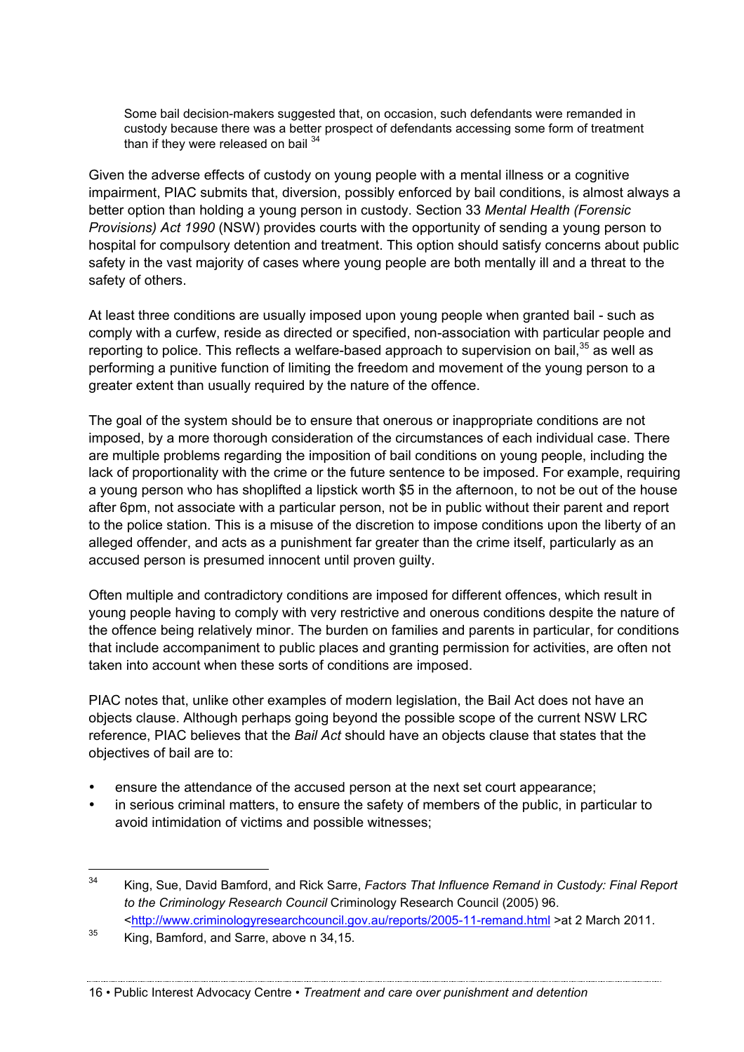> Some bail decision-makers suggested that, on occasion, such defendants were remanded in custody because there was a better prospect of defendants accessing some form of treatment than if they were released on bail [34]

Given the adverse effects of custody on young people with a mental illness or a cognitive impairment, PIAC submits that, diversion, possibly enforced by bail conditions, is almost always a better option than holding a young person in custody. Section 33 *Mental Health (Forensic Provisions) Act 1990* (NSW) provides courts with the opportunity of sending a young person to hospital for compulsory detention and treatment. This option should satisfy concerns about public safety in the vast majority of cases where young people are both mentally ill and a threat to the safety of others.

At least three conditions are usually imposed upon young people when granted bail - such as comply with a curfew, reside as directed or specified, non-association with particular people and reporting to police. This reflects a welfare-based approach to supervision on bail,[35] as well as performing a punitive function of limiting the freedom and movement of the young person to a greater extent than usually required by the nature of the offence.

The goal of the system should be to ensure that onerous or inappropriate conditions are not imposed, by a more thorough consideration of the circumstances of each individual case. There are multiple problems regarding the imposition of bail conditions on young people, including the lack of proportionality with the crime or the future sentence to be imposed. For example, requiring a young person who has shoplifted a lipstick worth $5 in the afternoon, to not be out of the house after 6pm, not associate with a particular person, not be in public without their parent and report to the police station. This is a misuse of the discretion to impose conditions upon the liberty of an alleged offender, and acts as a punishment far greater than the crime itself, particularly as an accused person is presumed innocent until proven guilty.

Often multiple and contradictory conditions are imposed for different offences, which result in young people having to comply with very restrictive and onerous conditions despite the nature of the offence being relatively minor. The burden on families and parents in particular, for conditions that include accompaniment to public places and granting permission for activities, are often not taken into account when these sorts of conditions are imposed.

PIAC notes that, unlike other examples of modern legislation, the Bail Act does not have an objects clause. Although perhaps going beyond the possible scope of the current NSW LRC reference, PIAC believes that the *Bail Act* should have an objects clause that states that the objectives of bail are to:

- ensure the attendance of the accused person at the next set court appearance;
- in serious criminal matters, to ensure the safety of members of the public, in particular to avoid intimidation of victims and possible witnesses;

---

[34] King, Sue, David Bamford, and Rick Sarre, *Factors That Influence Remand in Custody: Final Report to the Criminology Research Council* Criminology Research Council (2005) 96. <http://www.criminologyresearchcouncil.gov.au/reports/2005-11-remand.html >at 2 March 2011.

[35] King, Bamford, and Sarre, above n 34,15.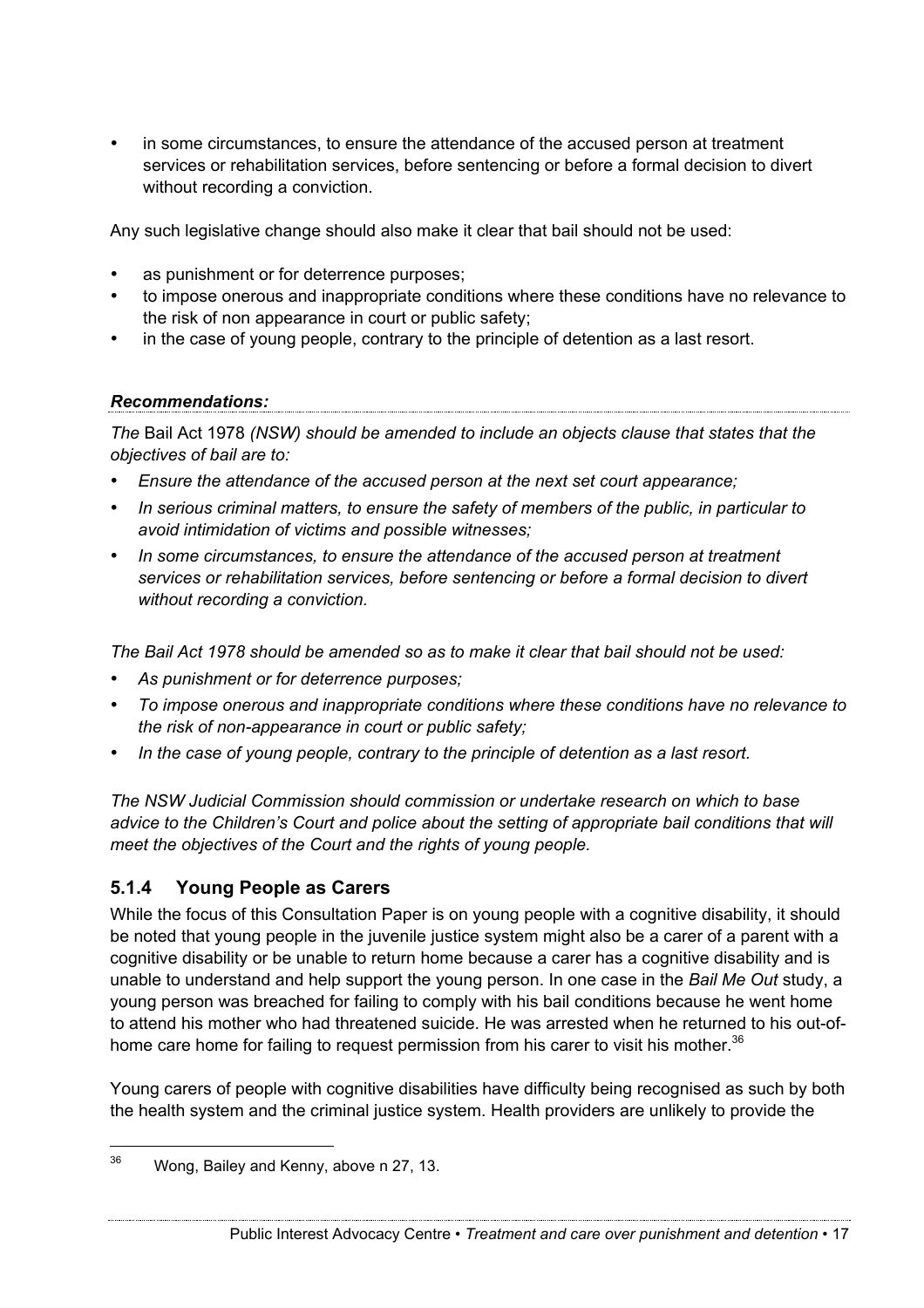- in some circumstances, to ensure the attendance of the accused person at treatment services or rehabilitation services, before sentencing or before a formal decision to divert without recording a conviction.

Any such legislative change should also make it clear that bail should not be used:

- as punishment or for deterrence purposes;
- to impose onerous and inappropriate conditions where these conditions have no relevance to the risk of non appearance in court or public safety;
- in the case of young people, contrary to the principle of detention as a last resort.

***Recommendations:***

*The* Bail Act 1978 *(NSW) should be amended to include an objects clause that states that the objectives of bail are to:*

- *Ensure the attendance of the accused person at the next set court appearance;*
- *In serious criminal matters, to ensure the safety of members of the public, in particular to avoid intimidation of victims and possible witnesses;*
- *In some circumstances, to ensure the attendance of the accused person at treatment services or rehabilitation services, before sentencing or before a formal decision to divert without recording a conviction.*

*The Bail Act 1978 should be amended so as to make it clear that bail should not be used:*

- *As punishment or for deterrence purposes;*
- *To impose onerous and inappropriate conditions where these conditions have no relevance to the risk of non-appearance in court or public safety;*
- *In the case of young people, contrary to the principle of detention as a last resort.*

*The NSW Judicial Commission should commission or undertake research on which to base advice to the Children's Court and police about the setting of appropriate bail conditions that will meet the objectives of the Court and the rights of young people.*

### 5.1.4 Young People as Carers

While the focus of this Consultation Paper is on young people with a cognitive disability, it should be noted that young people in the juvenile justice system might also be a carer of a parent with a cognitive disability or be unable to return home because a carer has a cognitive disability and is unable to understand and help support the young person. In one case in the *Bail Me Out* study, a young person was breached for failing to comply with his bail conditions because he went home to attend his mother who had threatened suicide. He was arrested when he returned to his out-of-home care home for failing to request permission from his carer to visit his mother.[36]

Young carers of people with cognitive disabilities have difficulty being recognised as such by both the health system and the criminal justice system. Health providers are unlikely to provide the

[36] Wong, Bailey and Kenny, above n 27, 13.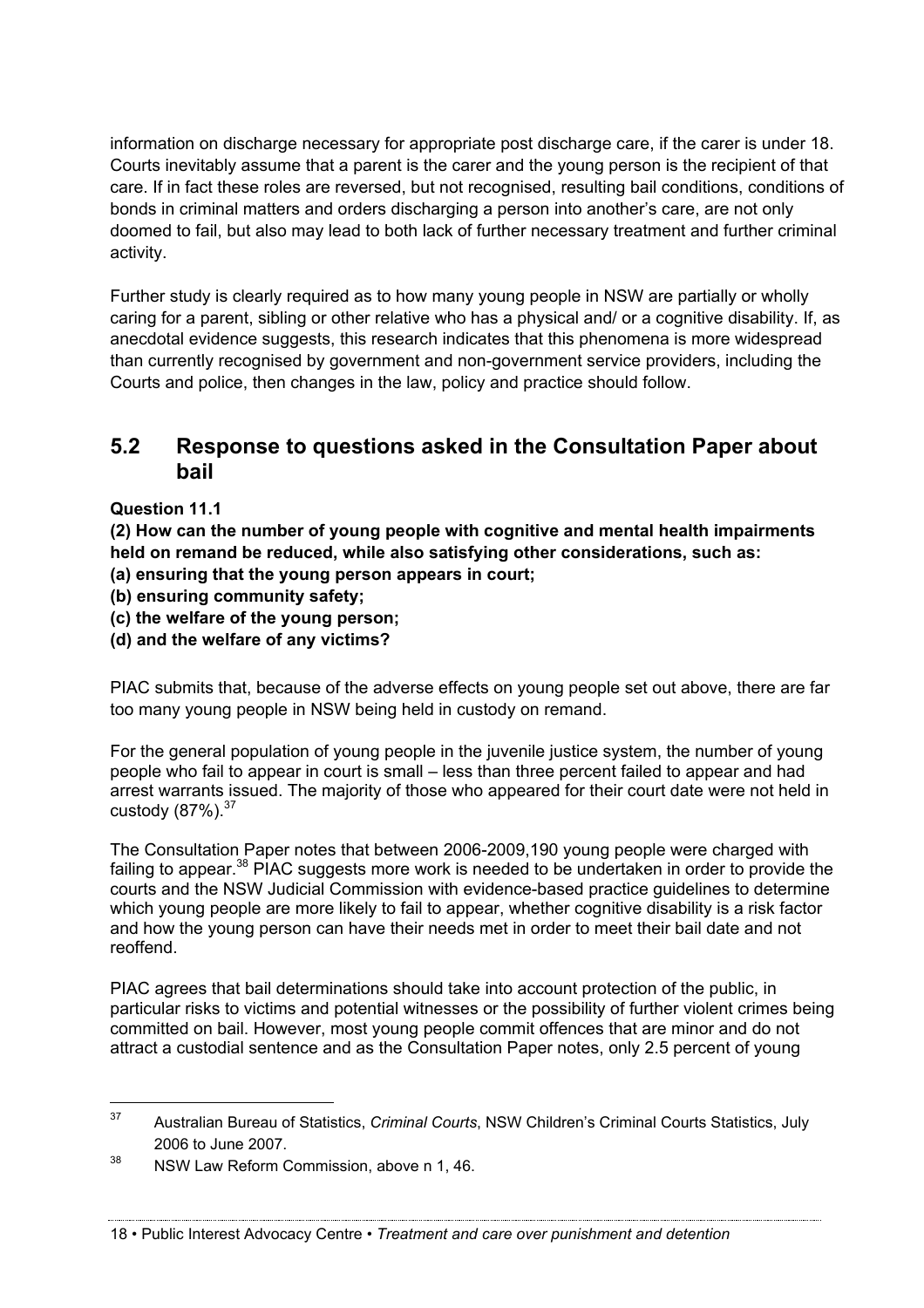information on discharge necessary for appropriate post discharge care, if the carer is under 18. Courts inevitably assume that a parent is the carer and the young person is the recipient of that care. If in fact these roles are reversed, but not recognised, resulting bail conditions, conditions of bonds in criminal matters and orders discharging a person into another's care, are not only doomed to fail, but also may lead to both lack of further necessary treatment and further criminal activity.

Further study is clearly required as to how many young people in NSW are partially or wholly caring for a parent, sibling or other relative who has a physical and/ or a cognitive disability. If, as anecdotal evidence suggests, this research indicates that this phenomena is more widespread than currently recognised by government and non-government service providers, including the Courts and police, then changes in the law, policy and practice should follow.

## 5.2 Response to questions asked in the Consultation Paper about bail

**Question 11.1**

**(2) How can the number of young people with cognitive and mental health impairments held on remand be reduced, while also satisfying other considerations, such as:**
**(a) ensuring that the young person appears in court;**
**(b) ensuring community safety;**
**(c) the welfare of the young person;**
**(d) and the welfare of any victims?**

PIAC submits that, because of the adverse effects on young people set out above, there are far too many young people in NSW being held in custody on remand.

For the general population of young people in the juvenile justice system, the number of young people who fail to appear in court is small – less than three percent failed to appear and had arrest warrants issued. The majority of those who appeared for their court date were not held in custody (87%).[37]

The Consultation Paper notes that between 2006-2009,190 young people were charged with failing to appear.[38] PIAC suggests more work is needed to be undertaken in order to provide the courts and the NSW Judicial Commission with evidence-based practice guidelines to determine which young people are more likely to fail to appear, whether cognitive disability is a risk factor and how the young person can have their needs met in order to meet their bail date and not reoffend.

PIAC agrees that bail determinations should take into account protection of the public, in particular risks to victims and potential witnesses or the possibility of further violent crimes being committed on bail. However, most young people commit offences that are minor and do not attract a custodial sentence and as the Consultation Paper notes, only 2.5 percent of young

---

[37] Australian Bureau of Statistics, *Criminal Courts*, NSW Children's Criminal Courts Statistics, July 2006 to June 2007.

[38] NSW Law Reform Commission, above n 1, 46.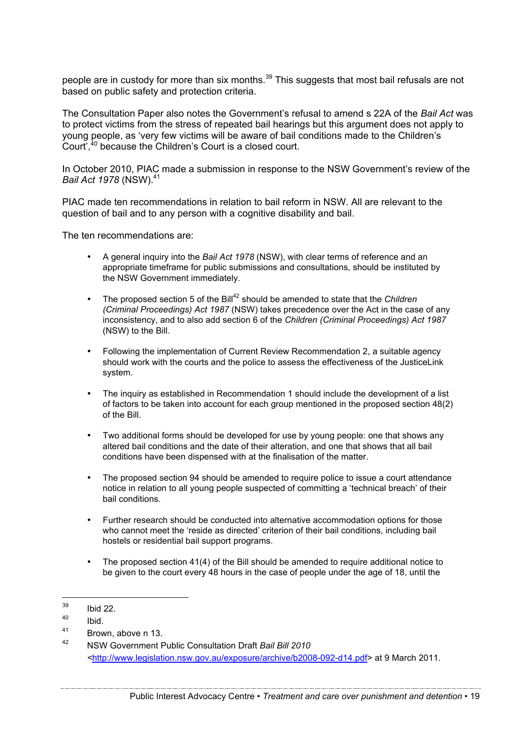people are in custody for more than six months.[39] This suggests that most bail refusals are not based on public safety and protection criteria.

The Consultation Paper also notes the Government's refusal to amend s 22A of the *Bail Act* was to protect victims from the stress of repeated bail hearings but this argument does not apply to young people, as 'very few victims will be aware of bail conditions made to the Children's Court',[40] because the Children's Court is a closed court.

In October 2010, PIAC made a submission in response to the NSW Government's review of the *Bail Act 1978* (NSW).[41]

PIAC made ten recommendations in relation to bail reform in NSW. All are relevant to the question of bail and to any person with a cognitive disability and bail.

The ten recommendations are:

- A general inquiry into the *Bail Act 1978* (NSW), with clear terms of reference and an appropriate timeframe for public submissions and consultations, should be instituted by the NSW Government immediately.
- The proposed section 5 of the Bill[42] should be amended to state that the *Children (Criminal Proceedings) Act 1987* (NSW) takes precedence over the Act in the case of any inconsistency, and to also add section 6 of the *Children (Criminal Proceedings) Act 1987* (NSW) to the Bill.
- Following the implementation of Current Review Recommendation 2, a suitable agency should work with the courts and the police to assess the effectiveness of the JusticeLink system.
- The inquiry as established in Recommendation 1 should include the development of a list of factors to be taken into account for each group mentioned in the proposed section 48(2) of the Bill.
- Two additional forms should be developed for use by young people: one that shows any altered bail conditions and the date of their alteration, and one that shows that all bail conditions have been dispensed with at the finalisation of the matter.
- The proposed section 94 should be amended to require police to issue a court attendance notice in relation to all young people suspected of committing a 'technical breach' of their bail conditions.
- Further research should be conducted into alternative accommodation options for those who cannot meet the 'reside as directed' criterion of their bail conditions, including bail hostels or residential bail support programs.
- The proposed section 41(4) of the Bill should be amended to require additional notice to be given to the court every 48 hours in the case of people under the age of 18, until the

---

[39] Ibid 22.

[40] Ibid.

[41] Brown, above n 13.

[42] NSW Government Public Consultation Draft *Bail Bill 2010* <http://www.legislation.nsw.gov.au/exposure/archive/b2008-092-d14.pdf> at 9 March 2011.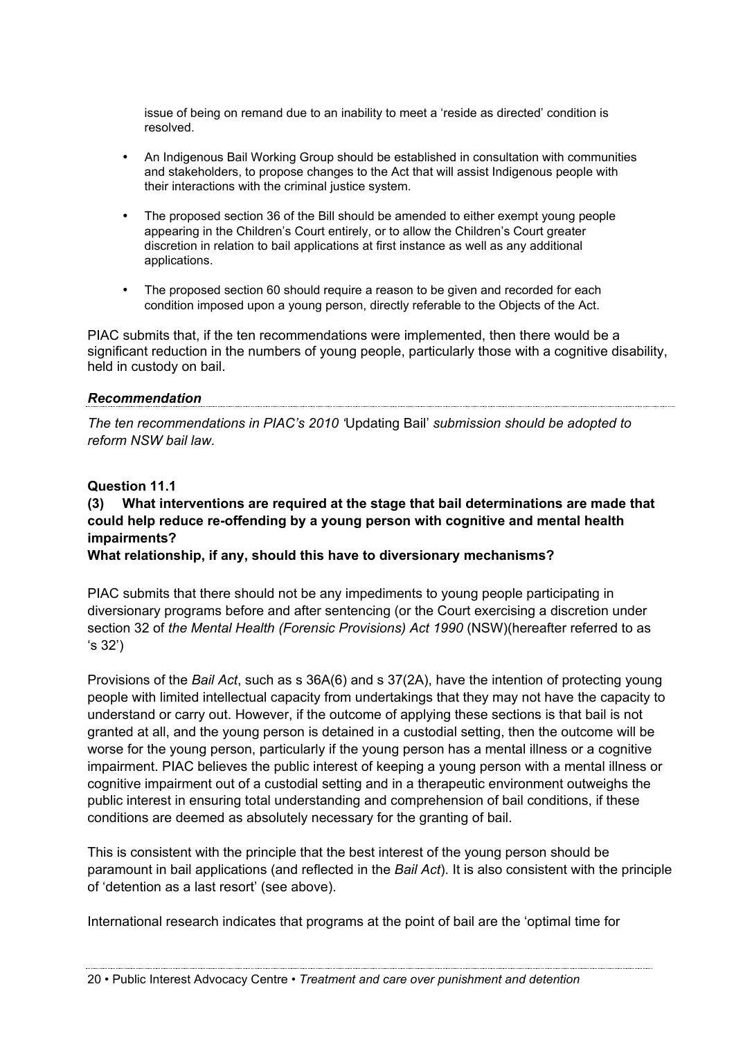issue of being on remand due to an inability to meet a 'reside as directed' condition is resolved.

- An Indigenous Bail Working Group should be established in consultation with communities and stakeholders, to propose changes to the Act that will assist Indigenous people with their interactions with the criminal justice system.
- The proposed section 36 of the Bill should be amended to either exempt young people appearing in the Children's Court entirely, or to allow the Children's Court greater discretion in relation to bail applications at first instance as well as any additional applications.
- The proposed section 60 should require a reason to be given and recorded for each condition imposed upon a young person, directly referable to the Objects of the Act.

PIAC submits that, if the ten recommendations were implemented, then there would be a significant reduction in the numbers of young people, particularly those with a cognitive disability, held in custody on bail.

***Recommendation***

*The ten recommendations in PIAC's 2010 '*Updating Bail*' submission should be adopted to reform NSW bail law.*

**Question 11.1**

**(3) What interventions are required at the stage that bail determinations are made that could help reduce re-offending by a young person with cognitive and mental health impairments?**

**What relationship, if any, should this have to diversionary mechanisms?**

PIAC submits that there should not be any impediments to young people participating in diversionary programs before and after sentencing (or the Court exercising a discretion under section 32 of *the Mental Health (Forensic Provisions) Act 1990* (NSW)(hereafter referred to as 's 32')

Provisions of the *Bail Act*, such as s 36A(6) and s 37(2A), have the intention of protecting young people with limited intellectual capacity from undertakings that they may not have the capacity to understand or carry out. However, if the outcome of applying these sections is that bail is not granted at all, and the young person is detained in a custodial setting, then the outcome will be worse for the young person, particularly if the young person has a mental illness or a cognitive impairment. PIAC believes the public interest of keeping a young person with a mental illness or cognitive impairment out of a custodial setting and in a therapeutic environment outweighs the public interest in ensuring total understanding and comprehension of bail conditions, if these conditions are deemed as absolutely necessary for the granting of bail.

This is consistent with the principle that the best interest of the young person should be paramount in bail applications (and reflected in the *Bail Act*). It is also consistent with the principle of 'detention as a last resort' (see above).

International research indicates that programs at the point of bail are the 'optimal time for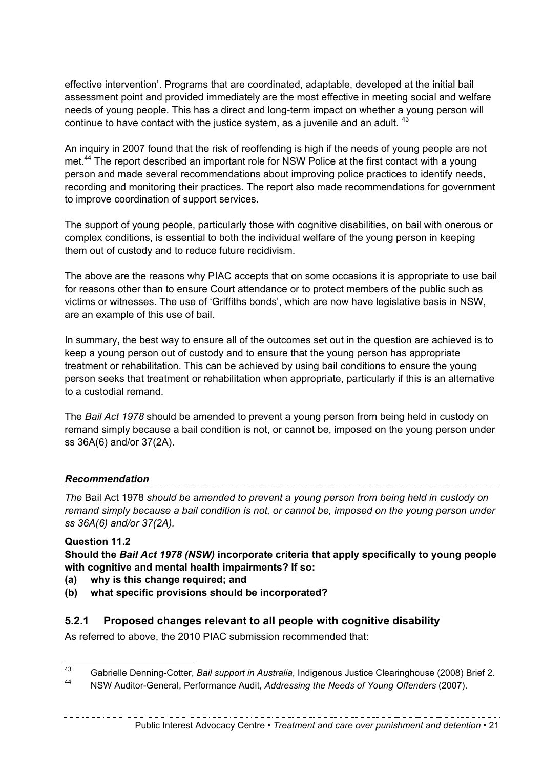effective intervention'. Programs that are coordinated, adaptable, developed at the initial bail assessment point and provided immediately are the most effective in meeting social and welfare needs of young people. This has a direct and long-term impact on whether a young person will continue to have contact with the justice system, as a juvenile and an adult. [43]

An inquiry in 2007 found that the risk of reoffending is high if the needs of young people are not met.[44] The report described an important role for NSW Police at the first contact with a young person and made several recommendations about improving police practices to identify needs, recording and monitoring their practices. The report also made recommendations for government to improve coordination of support services.

The support of young people, particularly those with cognitive disabilities, on bail with onerous or complex conditions, is essential to both the individual welfare of the young person in keeping them out of custody and to reduce future recidivism.

The above are the reasons why PIAC accepts that on some occasions it is appropriate to use bail for reasons other than to ensure Court attendance or to protect members of the public such as victims or witnesses. The use of 'Griffiths bonds', which are now have legislative basis in NSW, are an example of this use of bail.

In summary, the best way to ensure all of the outcomes set out in the question are achieved is to keep a young person out of custody and to ensure that the young person has appropriate treatment or rehabilitation. This can be achieved by using bail conditions to ensure the young person seeks that treatment or rehabilitation when appropriate, particularly if this is an alternative to a custodial remand.

The *Bail Act 1978* should be amended to prevent a young person from being held in custody on remand simply because a bail condition is not, or cannot be, imposed on the young person under ss 36A(6) and/or 37(2A).

***Recommendation***

*The* Bail Act 1978 *should be amended to prevent a young person from being held in custody on remand simply because a bail condition is not, or cannot be, imposed on the young person under ss 36A(6) and/or 37(2A).*

**Question 11.2**

**Should the *Bail Act 1978 (NSW)* incorporate criteria that apply specifically to young people with cognitive and mental health impairments? If so:**

**(a) why is this change required; and**

**(b) what specific provisions should be incorporated?**

### 5.2.1 Proposed changes relevant to all people with cognitive disability

As referred to above, the 2010 PIAC submission recommended that:

---

[43] Gabrielle Denning-Cotter, *Bail support in Australia*, Indigenous Justice Clearinghouse (2008) Brief 2.

[44] NSW Auditor-General, Performance Audit, *Addressing the Needs of Young Offenders* (2007).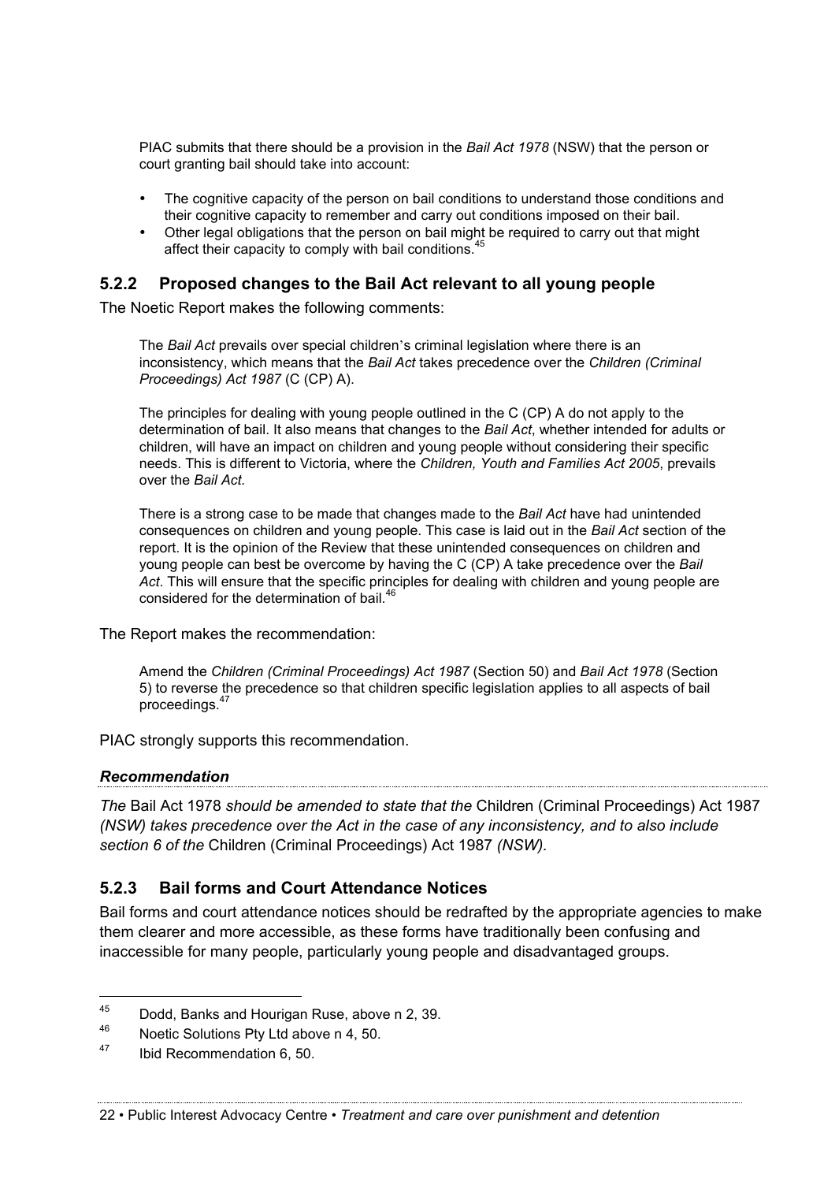> PIAC submits that there should be a provision in the *Bail Act 1978* (NSW) that the person or court granting bail should take into account:
>
> - The cognitive capacity of the person on bail conditions to understand those conditions and their cognitive capacity to remember and carry out conditions imposed on their bail.
> - Other legal obligations that the person on bail might be required to carry out that might affect their capacity to comply with bail conditions.[45]

### 5.2.2 Proposed changes to the Bail Act relevant to all young people

The Noetic Report makes the following comments:

> The *Bail Act* prevails over special children's criminal legislation where there is an inconsistency, which means that the *Bail Act* takes precedence over the *Children (Criminal Proceedings) Act 1987* (C (CP) A).
>
> The principles for dealing with young people outlined in the C (CP) A do not apply to the determination of bail. It also means that changes to the *Bail Act*, whether intended for adults or children, will have an impact on children and young people without considering their specific needs. This is different to Victoria, where the *Children, Youth and Families Act 2005*, prevails over the *Bail Act*.
>
> There is a strong case to be made that changes made to the *Bail Act* have had unintended consequences on children and young people. This case is laid out in the *Bail Act* section of the report. It is the opinion of the Review that these unintended consequences on children and young people can best be overcome by having the C (CP) A take precedence over the *Bail Act*. This will ensure that the specific principles for dealing with children and young people are considered for the determination of bail.[46]

The Report makes the recommendation:

> Amend the *Children (Criminal Proceedings) Act 1987* (Section 50) and *Bail Act 1978* (Section 5) to reverse the precedence so that children specific legislation applies to all aspects of bail proceedings.[47]

PIAC strongly supports this recommendation.

***Recommendation***

*The* Bail Act 1978 *should be amended to state that the* Children (Criminal Proceedings) Act 1987 *(NSW) takes precedence over the Act in the case of any inconsistency, and to also include section 6 of the* Children (Criminal Proceedings) Act 1987 *(NSW).*

### 5.2.3 Bail forms and Court Attendance Notices

Bail forms and court attendance notices should be redrafted by the appropriate agencies to make them clearer and more accessible, as these forms have traditionally been confusing and inaccessible for many people, particularly young people and disadvantaged groups.

---

[45] Dodd, Banks and Hourigan Ruse, above n 2, 39.

[46] Noetic Solutions Pty Ltd above n 4, 50.

[47] Ibid Recommendation 6, 50.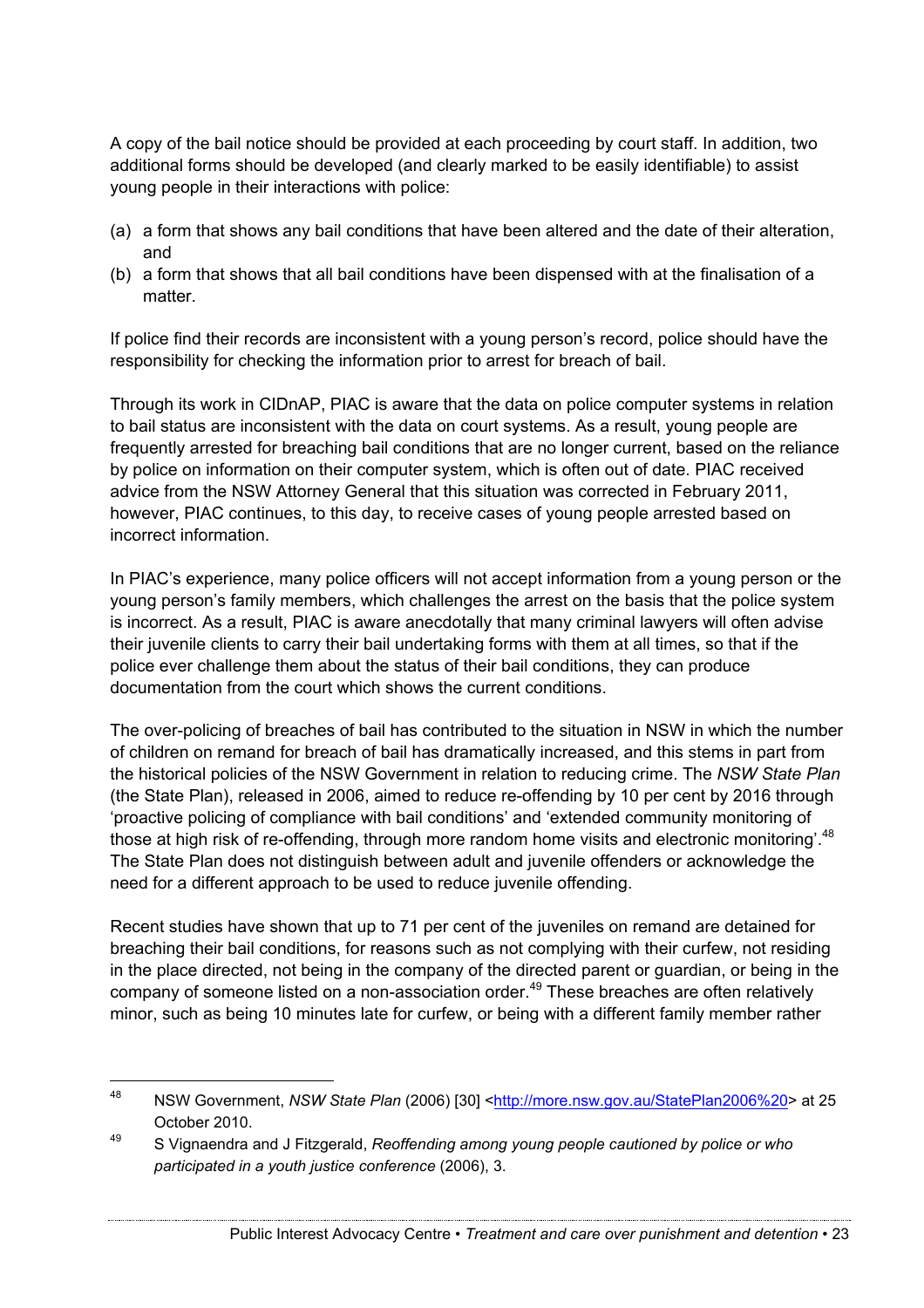A copy of the bail notice should be provided at each proceeding by court staff. In addition, two additional forms should be developed (and clearly marked to be easily identifiable) to assist young people in their interactions with police:

(a) a form that shows any bail conditions that have been altered and the date of their alteration, and
(b) a form that shows that all bail conditions have been dispensed with at the finalisation of a matter.

If police find their records are inconsistent with a young person's record, police should have the responsibility for checking the information prior to arrest for breach of bail.

Through its work in CIDnAP, PIAC is aware that the data on police computer systems in relation to bail status are inconsistent with the data on court systems. As a result, young people are frequently arrested for breaching bail conditions that are no longer current, based on the reliance by police on information on their computer system, which is often out of date. PIAC received advice from the NSW Attorney General that this situation was corrected in February 2011, however, PIAC continues, to this day, to receive cases of young people arrested based on incorrect information.

In PIAC's experience, many police officers will not accept information from a young person or the young person's family members, which challenges the arrest on the basis that the police system is incorrect. As a result, PIAC is aware anecdotally that many criminal lawyers will often advise their juvenile clients to carry their bail undertaking forms with them at all times, so that if the police ever challenge them about the status of their bail conditions, they can produce documentation from the court which shows the current conditions.

The over-policing of breaches of bail has contributed to the situation in NSW in which the number of children on remand for breach of bail has dramatically increased, and this stems in part from the historical policies of the NSW Government in relation to reducing crime. The *NSW State Plan* (the State Plan), released in 2006, aimed to reduce re-offending by 10 per cent by 2016 through 'proactive policing of compliance with bail conditions' and 'extended community monitoring of those at high risk of re-offending, through more random home visits and electronic monitoring'.[48] The State Plan does not distinguish between adult and juvenile offenders or acknowledge the need for a different approach to be used to reduce juvenile offending.

Recent studies have shown that up to 71 per cent of the juveniles on remand are detained for breaching their bail conditions, for reasons such as not complying with their curfew, not residing in the place directed, not being in the company of the directed parent or guardian, or being in the company of someone listed on a non-association order.[49] These breaches are often relatively minor, such as being 10 minutes late for curfew, or being with a different family member rather

---

[48] NSW Government, *NSW State Plan* (2006) [30] <http://more.nsw.gov.au/StatePlan2006%20> at 25 October 2010.

[49] S Vignaendra and J Fitzgerald, *Reoffending among young people cautioned by police or who participated in a youth justice conference* (2006), 3.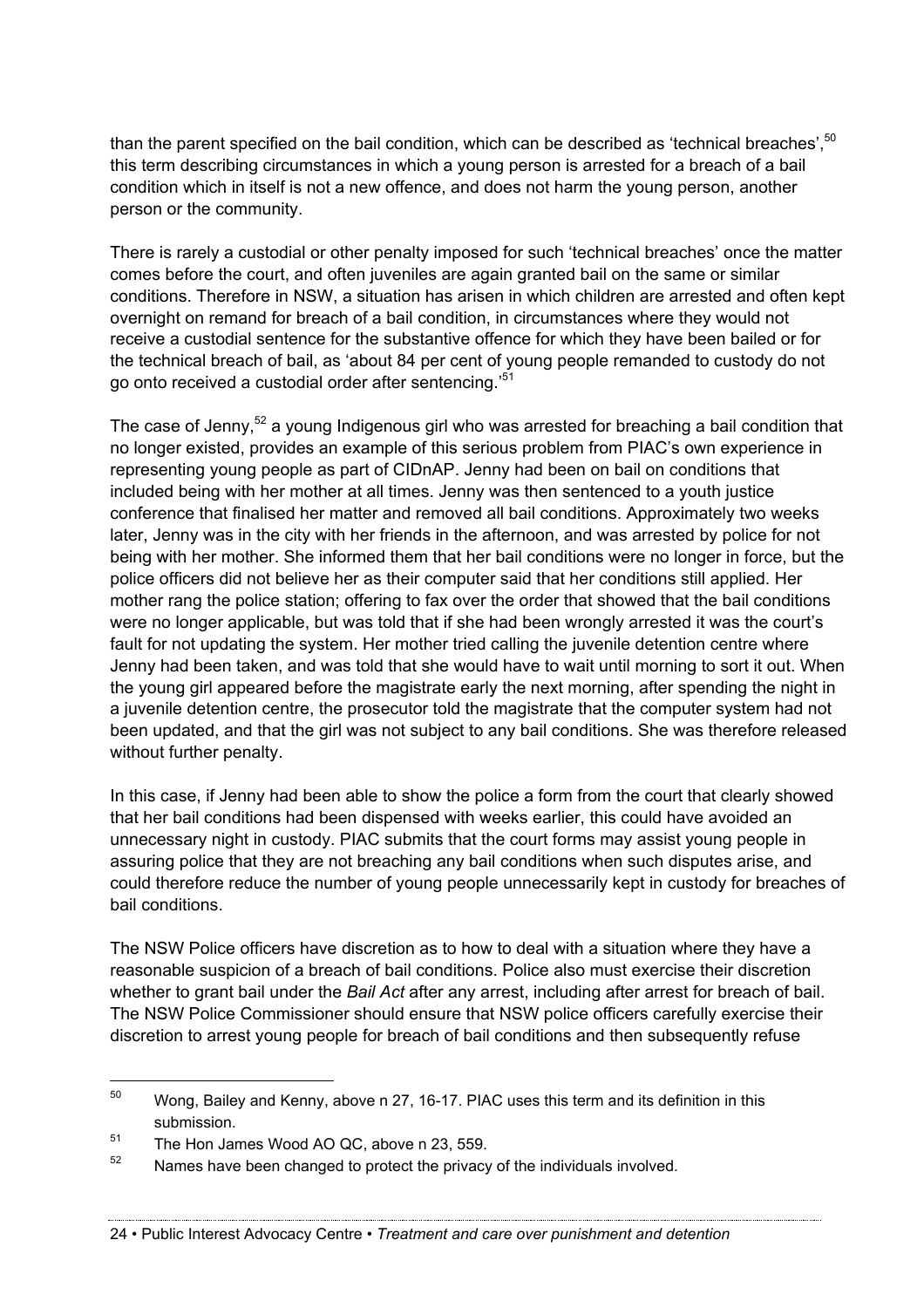than the parent specified on the bail condition, which can be described as 'technical breaches',[50] this term describing circumstances in which a young person is arrested for a breach of a bail condition which in itself is not a new offence, and does not harm the young person, another person or the community.

There is rarely a custodial or other penalty imposed for such 'technical breaches' once the matter comes before the court, and often juveniles are again granted bail on the same or similar conditions. Therefore in NSW, a situation has arisen in which children are arrested and often kept overnight on remand for breach of a bail condition, in circumstances where they would not receive a custodial sentence for the substantive offence for which they have been bailed or for the technical breach of bail, as 'about 84 per cent of young people remanded to custody do not go onto received a custodial order after sentencing.'[51]

The case of Jenny,[52] a young Indigenous girl who was arrested for breaching a bail condition that no longer existed, provides an example of this serious problem from PIAC's own experience in representing young people as part of CIDnAP. Jenny had been on bail on conditions that included being with her mother at all times. Jenny was then sentenced to a youth justice conference that finalised her matter and removed all bail conditions. Approximately two weeks later, Jenny was in the city with her friends in the afternoon, and was arrested by police for not being with her mother. She informed them that her bail conditions were no longer in force, but the police officers did not believe her as their computer said that her conditions still applied. Her mother rang the police station; offering to fax over the order that showed that the bail conditions were no longer applicable, but was told that if she had been wrongly arrested it was the court's fault for not updating the system. Her mother tried calling the juvenile detention centre where Jenny had been taken, and was told that she would have to wait until morning to sort it out. When the young girl appeared before the magistrate early the next morning, after spending the night in a juvenile detention centre, the prosecutor told the magistrate that the computer system had not been updated, and that the girl was not subject to any bail conditions. She was therefore released without further penalty.

In this case, if Jenny had been able to show the police a form from the court that clearly showed that her bail conditions had been dispensed with weeks earlier, this could have avoided an unnecessary night in custody. PIAC submits that the court forms may assist young people in assuring police that they are not breaching any bail conditions when such disputes arise, and could therefore reduce the number of young people unnecessarily kept in custody for breaches of bail conditions.

The NSW Police officers have discretion as to how to deal with a situation where they have a reasonable suspicion of a breach of bail conditions. Police also must exercise their discretion whether to grant bail under the *Bail Act* after any arrest, including after arrest for breach of bail. The NSW Police Commissioner should ensure that NSW police officers carefully exercise their discretion to arrest young people for breach of bail conditions and then subsequently refuse

---

[50] Wong, Bailey and Kenny, above n 27, 16-17. PIAC uses this term and its definition in this submission.

[51] The Hon James Wood AO QC, above n 23, 559.

[52] Names have been changed to protect the privacy of the individuals involved.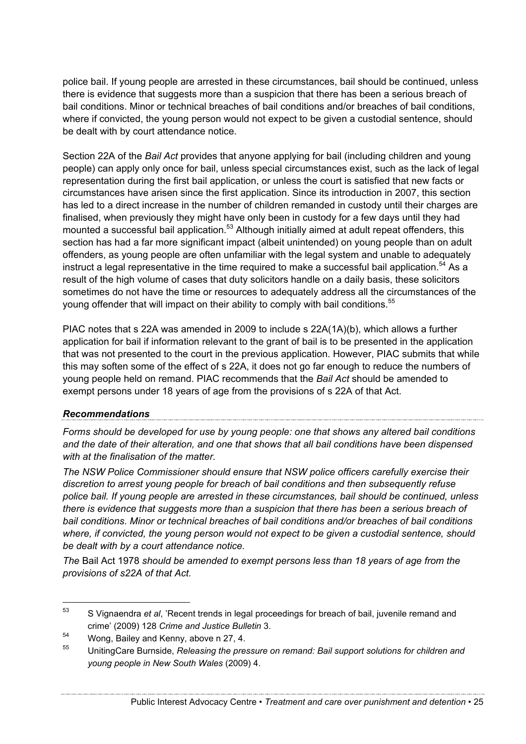police bail. If young people are arrested in these circumstances, bail should be continued, unless there is evidence that suggests more than a suspicion that there has been a serious breach of bail conditions. Minor or technical breaches of bail conditions and/or breaches of bail conditions, where if convicted, the young person would not expect to be given a custodial sentence, should be dealt with by court attendance notice.

Section 22A of the *Bail Act* provides that anyone applying for bail (including children and young people) can apply only once for bail, unless special circumstances exist, such as the lack of legal representation during the first bail application, or unless the court is satisfied that new facts or circumstances have arisen since the first application. Since its introduction in 2007, this section has led to a direct increase in the number of children remanded in custody until their charges are finalised, when previously they might have only been in custody for a few days until they had mounted a successful bail application.[53] Although initially aimed at adult repeat offenders, this section has had a far more significant impact (albeit unintended) on young people than on adult offenders, as young people are often unfamiliar with the legal system and unable to adequately instruct a legal representative in the time required to make a successful bail application.[54] As a result of the high volume of cases that duty solicitors handle on a daily basis, these solicitors sometimes do not have the time or resources to adequately address all the circumstances of the young offender that will impact on their ability to comply with bail conditions.[55]

PIAC notes that s 22A was amended in 2009 to include s 22A(1A)(b), which allows a further application for bail if information relevant to the grant of bail is to be presented in the application that was not presented to the court in the previous application. However, PIAC submits that while this may soften some of the effect of s 22A, it does not go far enough to reduce the numbers of young people held on remand. PIAC recommends that the *Bail Act* should be amended to exempt persons under 18 years of age from the provisions of s 22A of that Act.

#### *Recommendations*

*Forms should be developed for use by young people: one that shows any altered bail conditions and the date of their alteration, and one that shows that all bail conditions have been dispensed with at the finalisation of the matter.*

*The NSW Police Commissioner should ensure that NSW police officers carefully exercise their discretion to arrest young people for breach of bail conditions and then subsequently refuse police bail. If young people are arrested in these circumstances, bail should be continued, unless there is evidence that suggests more than a suspicion that there has been a serious breach of bail conditions. Minor or technical breaches of bail conditions and/or breaches of bail conditions where, if convicted, the young person would not expect to be given a custodial sentence, should be dealt with by a court attendance notice.*

*The* Bail Act 1978 *should be amended to exempt persons less than 18 years of age from the provisions of s22A of that Act.*

---

[53] S Vignaendra *et al*, 'Recent trends in legal proceedings for breach of bail, juvenile remand and crime' (2009) 128 *Crime and Justice Bulletin* 3.

[54] Wong, Bailey and Kenny, above n 27, 4.

[55] UnitingCare Burnside, *Releasing the pressure on remand: Bail support solutions for children and young people in New South Wales* (2009) 4.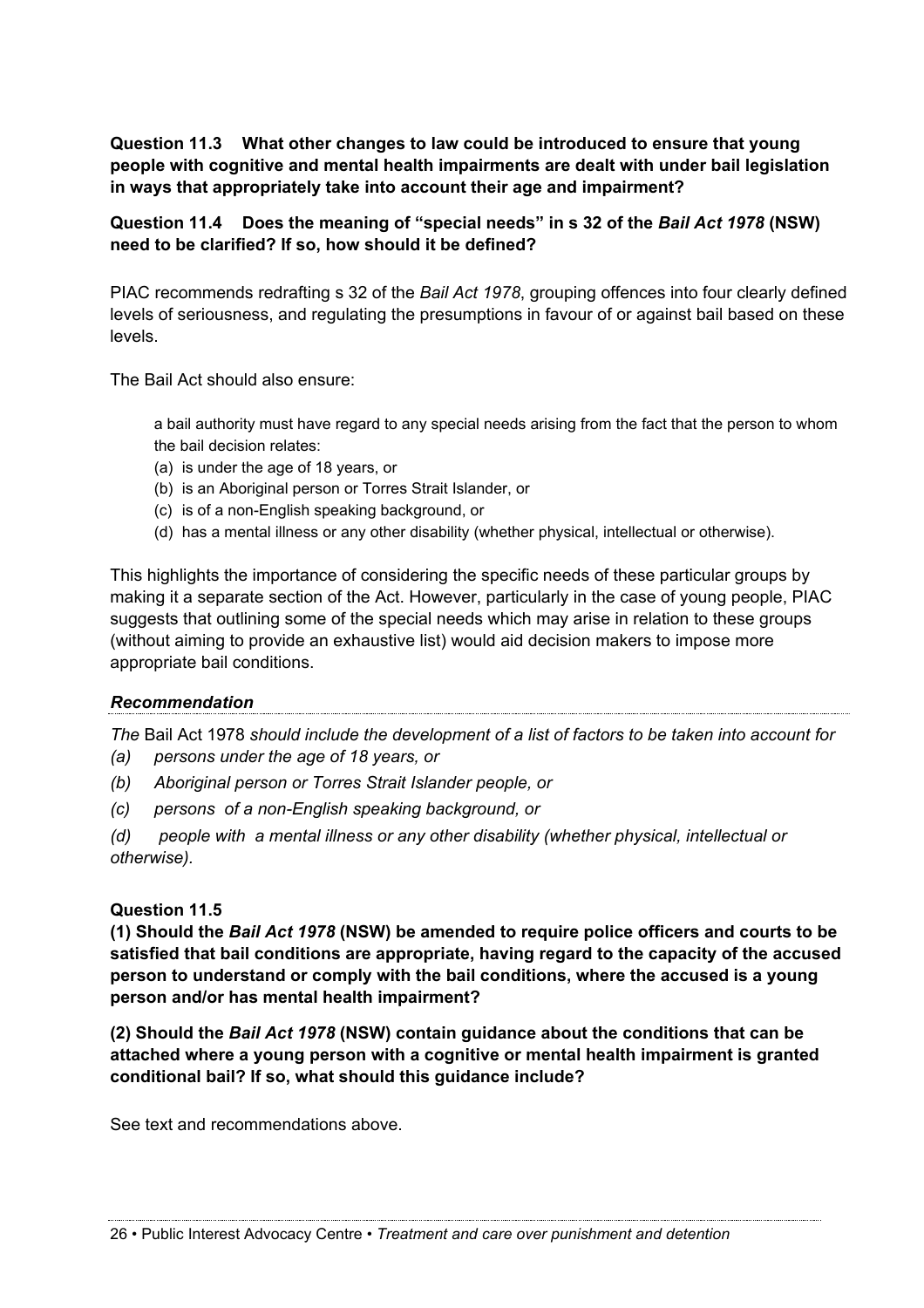**Question 11.3 What other changes to law could be introduced to ensure that young people with cognitive and mental health impairments are dealt with under bail legislation in ways that appropriately take into account their age and impairment?**

**Question 11.4 Does the meaning of "special needs" in s 32 of the *Bail Act 1978* (NSW) need to be clarified? If so, how should it be defined?**

PIAC recommends redrafting s 32 of the *Bail Act 1978*, grouping offences into four clearly defined levels of seriousness, and regulating the presumptions in favour of or against bail based on these levels.

The Bail Act should also ensure:

> a bail authority must have regard to any special needs arising from the fact that the person to whom the bail decision relates:
>
> (a) is under the age of 18 years, or
>
> (b) is an Aboriginal person or Torres Strait Islander, or
>
> (c) is of a non-English speaking background, or
>
> (d) has a mental illness or any other disability (whether physical, intellectual or otherwise).

This highlights the importance of considering the specific needs of these particular groups by making it a separate section of the Act. However, particularly in the case of young people, PIAC suggests that outlining some of the special needs which may arise in relation to these groups (without aiming to provide an exhaustive list) would aid decision makers to impose more appropriate bail conditions.

### *Recommendation*

*The* Bail Act 1978 *should include the development of a list of factors to be taken into account for*

*(a) persons under the age of 18 years, or*

*(b) Aboriginal person or Torres Strait Islander people, or*

*(c) persons of a non-English speaking background, or*

*(d) people with a mental illness or any other disability (whether physical, intellectual or otherwise).*

**Question 11.5**

**(1) Should the *Bail Act 1978* (NSW) be amended to require police officers and courts to be satisfied that bail conditions are appropriate, having regard to the capacity of the accused person to understand or comply with the bail conditions, where the accused is a young person and/or has mental health impairment?**

**(2) Should the *Bail Act 1978* (NSW) contain guidance about the conditions that can be attached where a young person with a cognitive or mental health impairment is granted conditional bail? If so, what should this guidance include?**

See text and recommendations above.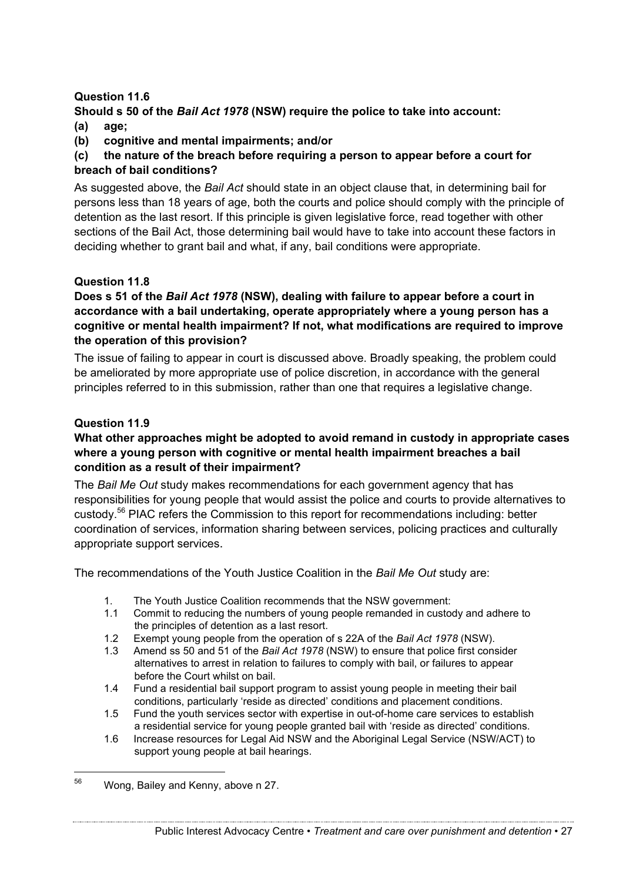**Question 11.6**

**Should s 50 of the *Bail Act 1978* (NSW) require the police to take into account:**

**(a) age;**

**(b) cognitive and mental impairments; and/or**

**(c) the nature of the breach before requiring a person to appear before a court for breach of bail conditions?**

As suggested above, the *Bail Act* should state in an object clause that, in determining bail for persons less than 18 years of age, both the courts and police should comply with the principle of detention as the last resort. If this principle is given legislative force, read together with other sections of the Bail Act, those determining bail would have to take into account these factors in deciding whether to grant bail and what, if any, bail conditions were appropriate.

**Question 11.8**

**Does s 51 of the *Bail Act 1978* (NSW), dealing with failure to appear before a court in accordance with a bail undertaking, operate appropriately where a young person has a cognitive or mental health impairment? If not, what modifications are required to improve the operation of this provision?**

The issue of failing to appear in court is discussed above. Broadly speaking, the problem could be ameliorated by more appropriate use of police discretion, in accordance with the general principles referred to in this submission, rather than one that requires a legislative change.

**Question 11.9**

**What other approaches might be adopted to avoid remand in custody in appropriate cases where a young person with cognitive or mental health impairment breaches a bail condition as a result of their impairment?**

The *Bail Me Out* study makes recommendations for each government agency that has responsibilities for young people that would assist the police and courts to provide alternatives to custody.[56] PIAC refers the Commission to this report for recommendations including: better coordination of services, information sharing between services, policing practices and culturally appropriate support services.

The recommendations of the Youth Justice Coalition in the *Bail Me Out* study are:

1. The Youth Justice Coalition recommends that the NSW government:

1.1 Commit to reducing the numbers of young people remanded in custody and adhere to the principles of detention as a last resort.

1.2 Exempt young people from the operation of s 22A of the *Bail Act 1978* (NSW).

1.3 Amend ss 50 and 51 of the *Bail Act 1978* (NSW) to ensure that police first consider alternatives to arrest in relation to failures to comply with bail, or failures to appear before the Court whilst on bail.

1.4 Fund a residential bail support program to assist young people in meeting their bail conditions, particularly 'reside as directed' conditions and placement conditions.

1.5 Fund the youth services sector with expertise in out-of-home care services to establish a residential service for young people granted bail with 'reside as directed' conditions.

1.6 Increase resources for Legal Aid NSW and the Aboriginal Legal Service (NSW/ACT) to support young people at bail hearings.

---

[56] Wong, Bailey and Kenny, above n 27.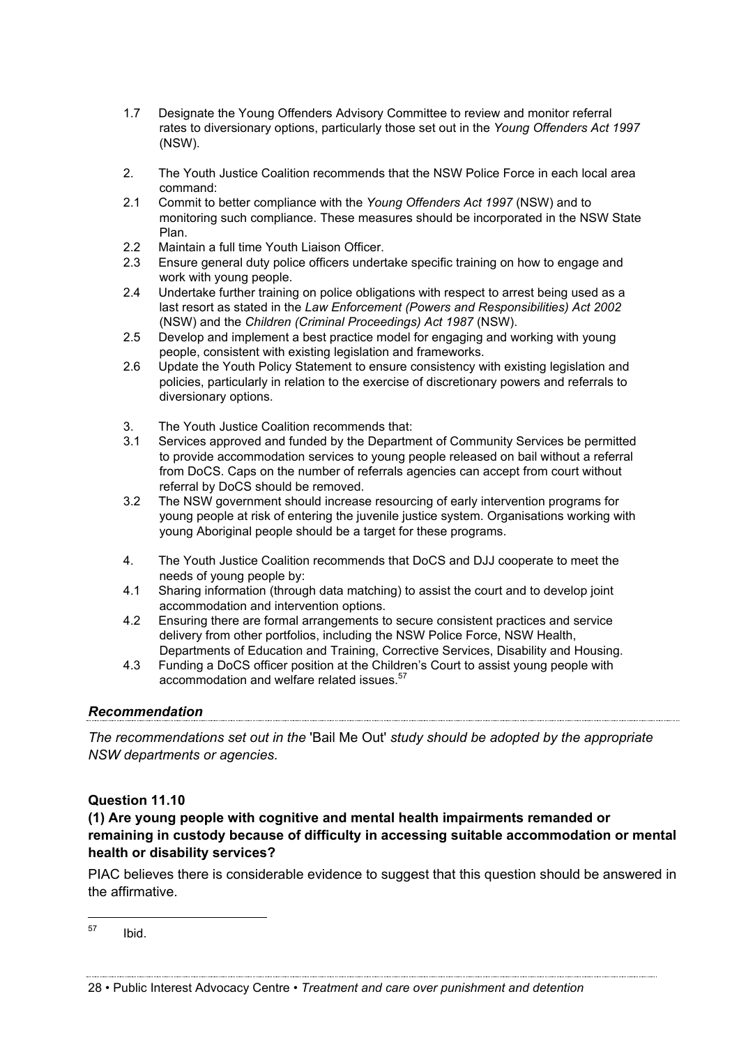1.7 Designate the Young Offenders Advisory Committee to review and monitor referral rates to diversionary options, particularly those set out in the *Young Offenders Act 1997* (NSW).

2. The Youth Justice Coalition recommends that the NSW Police Force in each local area command:

2.1 Commit to better compliance with the *Young Offenders Act 1997* (NSW) and to monitoring such compliance. These measures should be incorporated in the NSW State Plan.

2.2 Maintain a full time Youth Liaison Officer.

2.3 Ensure general duty police officers undertake specific training on how to engage and work with young people.

2.4 Undertake further training on police obligations with respect to arrest being used as a last resort as stated in the *Law Enforcement (Powers and Responsibilities) Act 2002* (NSW) and the *Children (Criminal Proceedings) Act 1987* (NSW).

2.5 Develop and implement a best practice model for engaging and working with young people, consistent with existing legislation and frameworks.

2.6 Update the Youth Policy Statement to ensure consistency with existing legislation and policies, particularly in relation to the exercise of discretionary powers and referrals to diversionary options.

3. The Youth Justice Coalition recommends that:

3.1 Services approved and funded by the Department of Community Services be permitted to provide accommodation services to young people released on bail without a referral from DoCS. Caps on the number of referrals agencies can accept from court without referral by DoCS should be removed.

3.2 The NSW government should increase resourcing of early intervention programs for young people at risk of entering the juvenile justice system. Organisations working with young Aboriginal people should be a target for these programs.

4. The Youth Justice Coalition recommends that DoCS and DJJ cooperate to meet the needs of young people by:

4.1 Sharing information (through data matching) to assist the court and to develop joint accommodation and intervention options.

4.2 Ensuring there are formal arrangements to secure consistent practices and service delivery from other portfolios, including the NSW Police Force, NSW Health, Departments of Education and Training, Corrective Services, Disability and Housing.

4.3 Funding a DoCS officer position at the Children's Court to assist young people with accommodation and welfare related issues.[57]

### *Recommendation*

*The recommendations set out in the* 'Bail Me Out' *study should be adopted by the appropriate NSW departments or agencies.*

### Question 11.10

**(1) Are young people with cognitive and mental health impairments remanded or remaining in custody because of difficulty in accessing suitable accommodation or mental health or disability services?**

PIAC believes there is considerable evidence to suggest that this question should be answered in the affirmative.

---

[57] Ibid.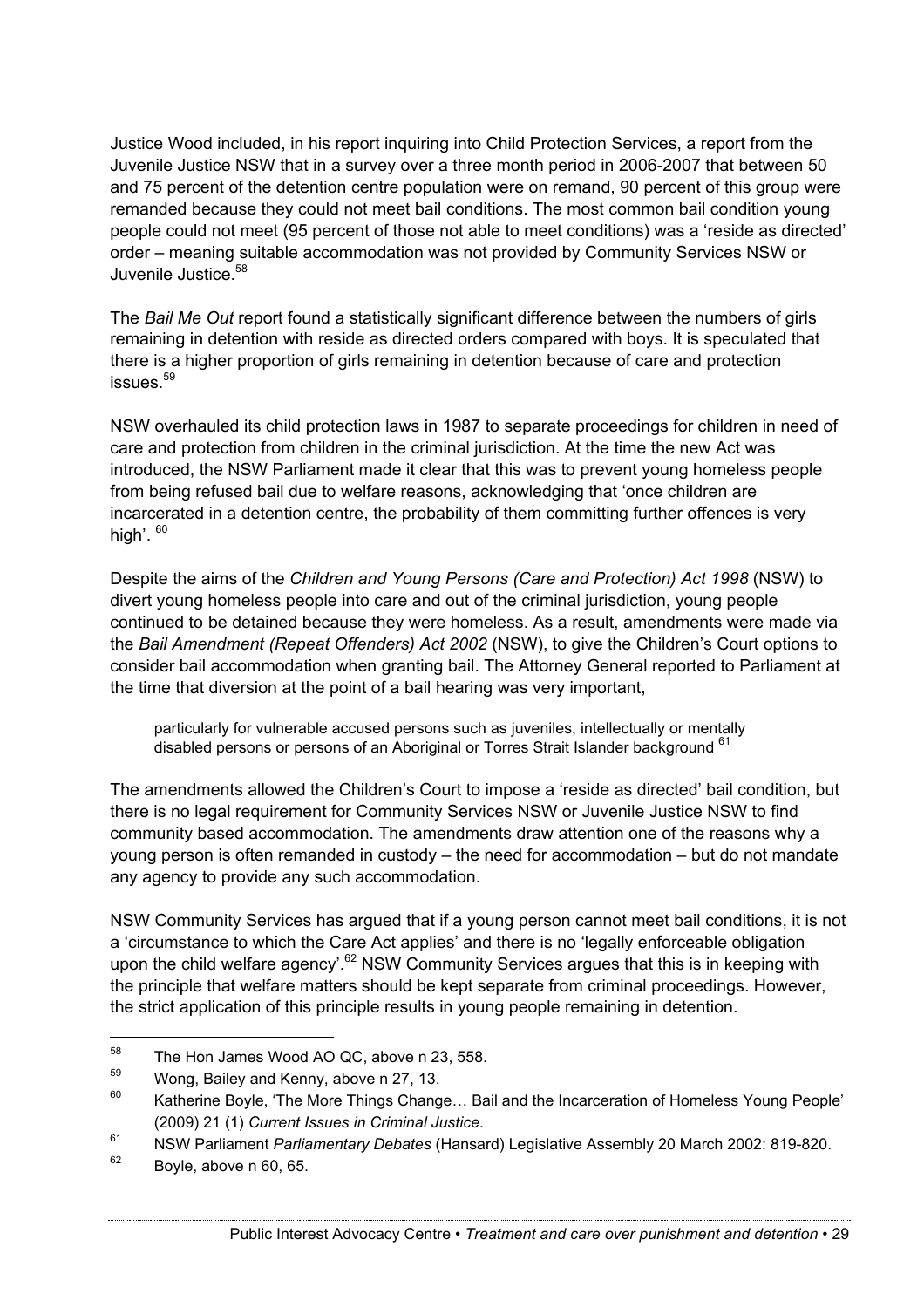Justice Wood included, in his report inquiring into Child Protection Services, a report from the Juvenile Justice NSW that in a survey over a three month period in 2006-2007 that between 50 and 75 percent of the detention centre population were on remand, 90 percent of this group were remanded because they could not meet bail conditions. The most common bail condition young people could not meet (95 percent of those not able to meet conditions) was a 'reside as directed' order – meaning suitable accommodation was not provided by Community Services NSW or Juvenile Justice.[58]

The *Bail Me Out* report found a statistically significant difference between the numbers of girls remaining in detention with reside as directed orders compared with boys. It is speculated that there is a higher proportion of girls remaining in detention because of care and protection issues.[59]

NSW overhauled its child protection laws in 1987 to separate proceedings for children in need of care and protection from children in the criminal jurisdiction. At the time the new Act was introduced, the NSW Parliament made it clear that this was to prevent young homeless people from being refused bail due to welfare reasons, acknowledging that 'once children are incarcerated in a detention centre, the probability of them committing further offences is very high'. [60]

Despite the aims of the *Children and Young Persons (Care and Protection) Act 1998* (NSW) to divert young homeless people into care and out of the criminal jurisdiction, young people continued to be detained because they were homeless. As a result, amendments were made via the *Bail Amendment (Repeat Offenders) Act 2002* (NSW), to give the Children's Court options to consider bail accommodation when granting bail. The Attorney General reported to Parliament at the time that diversion at the point of a bail hearing was very important,

> particularly for vulnerable accused persons such as juveniles, intellectually or mentally disabled persons or persons of an Aboriginal or Torres Strait Islander background [61]

The amendments allowed the Children's Court to impose a 'reside as directed' bail condition, but there is no legal requirement for Community Services NSW or Juvenile Justice NSW to find community based accommodation. The amendments draw attention one of the reasons why a young person is often remanded in custody – the need for accommodation – but do not mandate any agency to provide any such accommodation.

NSW Community Services has argued that if a young person cannot meet bail conditions, it is not a 'circumstance to which the Care Act applies' and there is no 'legally enforceable obligation upon the child welfare agency'.[62] NSW Community Services argues that this is in keeping with the principle that welfare matters should be kept separate from criminal proceedings. However, the strict application of this principle results in young people remaining in detention.

---

[58] The Hon James Wood AO QC, above n 23, 558.

[59] Wong, Bailey and Kenny, above n 27, 13.

[60] Katherine Boyle, 'The More Things Change… Bail and the Incarceration of Homeless Young People' (2009) 21 (1) *Current Issues in Criminal Justice*.

[61] NSW Parliament *Parliamentary Debates* (Hansard) Legislative Assembly 20 March 2002: 819-820.

[62] Boyle, above n 60, 65.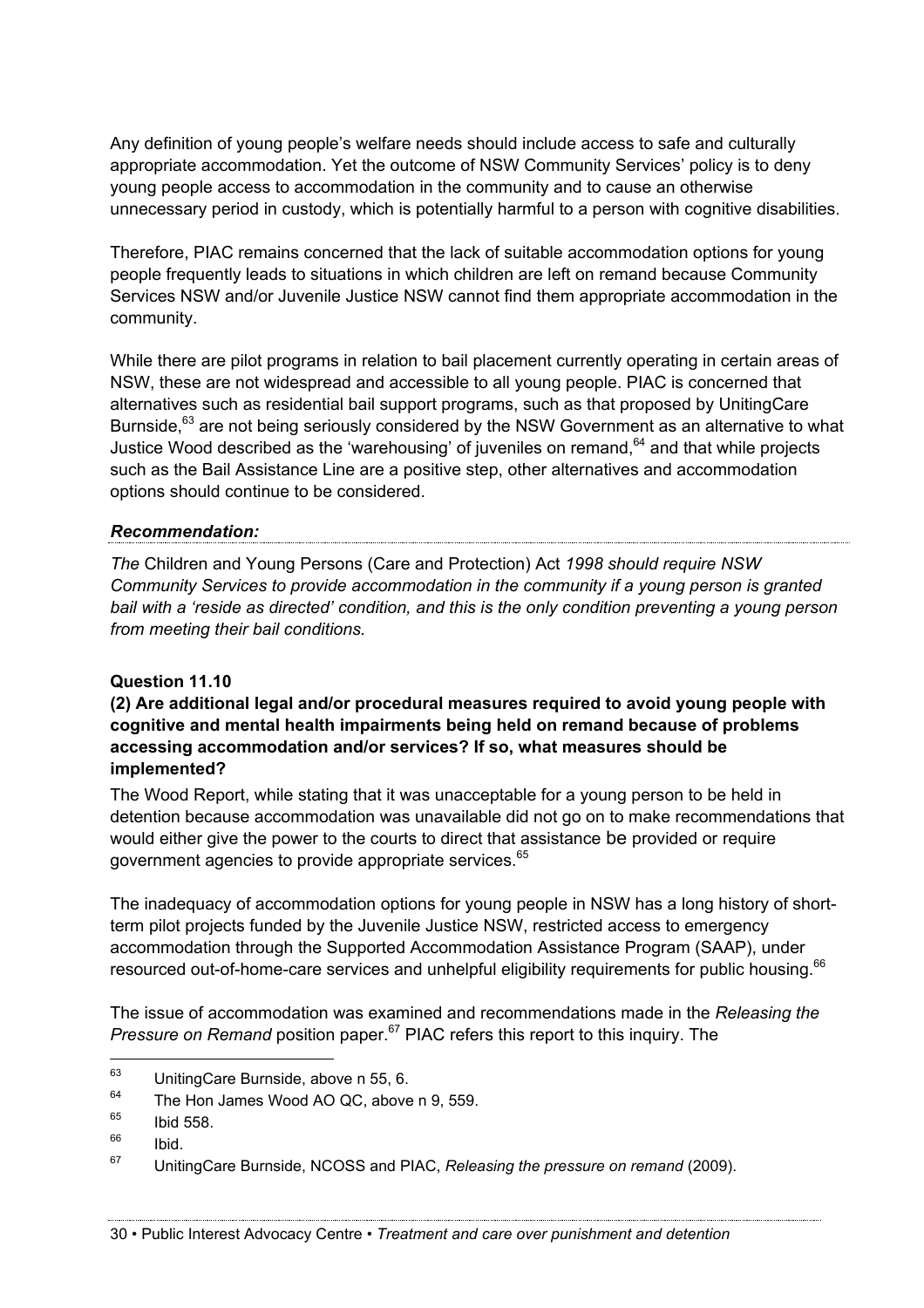Any definition of young people's welfare needs should include access to safe and culturally appropriate accommodation. Yet the outcome of NSW Community Services' policy is to deny young people access to accommodation in the community and to cause an otherwise unnecessary period in custody, which is potentially harmful to a person with cognitive disabilities.

Therefore, PIAC remains concerned that the lack of suitable accommodation options for young people frequently leads to situations in which children are left on remand because Community Services NSW and/or Juvenile Justice NSW cannot find them appropriate accommodation in the community.

While there are pilot programs in relation to bail placement currently operating in certain areas of NSW, these are not widespread and accessible to all young people. PIAC is concerned that alternatives such as residential bail support programs, such as that proposed by UnitingCare Burnside,[63] are not being seriously considered by the NSW Government as an alternative to what Justice Wood described as the 'warehousing' of juveniles on remand,[64] and that while projects such as the Bail Assistance Line are a positive step, other alternatives and accommodation options should continue to be considered.

***Recommendation:***

*The* Children and Young Persons (Care and Protection) Act *1998 should require NSW Community Services to provide accommodation in the community if a young person is granted bail with a 'reside as directed' condition, and this is the only condition preventing a young person from meeting their bail conditions.*

**Question 11.10**

**(2) Are additional legal and/or procedural measures required to avoid young people with cognitive and mental health impairments being held on remand because of problems accessing accommodation and/or services? If so, what measures should be implemented?**

The Wood Report, while stating that it was unacceptable for a young person to be held in detention because accommodation was unavailable did not go on to make recommendations that would either give the power to the courts to direct that assistance be provided or require government agencies to provide appropriate services.[65]

The inadequacy of accommodation options for young people in NSW has a long history of short-term pilot projects funded by the Juvenile Justice NSW, restricted access to emergency accommodation through the Supported Accommodation Assistance Program (SAAP), under resourced out-of-home-care services and unhelpful eligibility requirements for public housing.[66]

The issue of accommodation was examined and recommendations made in the *Releasing the Pressure on Remand* position paper.[67] PIAC refers this report to this inquiry. The

---

[63] UnitingCare Burnside, above n 55, 6.

[64] The Hon James Wood AO QC, above n 9, 559.

[65] Ibid 558.

[66] Ibid.

[67] UnitingCare Burnside, NCOSS and PIAC, *Releasing the pressure on remand* (2009).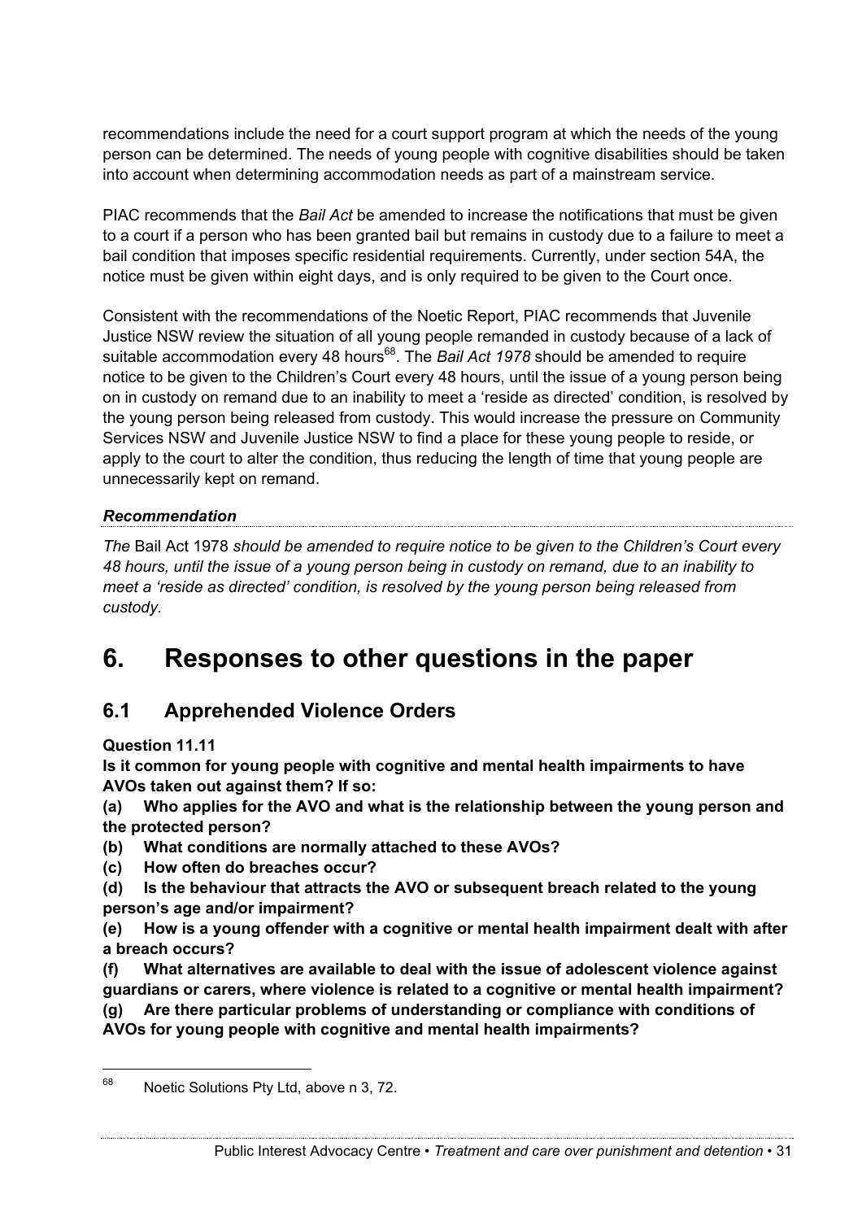recommendations include the need for a court support program at which the needs of the young person can be determined. The needs of young people with cognitive disabilities should be taken into account when determining accommodation needs as part of a mainstream service.

PIAC recommends that the *Bail Act* be amended to increase the notifications that must be given to a court if a person who has been granted bail but remains in custody due to a failure to meet a bail condition that imposes specific residential requirements. Currently, under section 54A, the notice must be given within eight days, and is only required to be given to the Court once.

Consistent with the recommendations of the Noetic Report, PIAC recommends that Juvenile Justice NSW review the situation of all young people remanded in custody because of a lack of suitable accommodation every 48 hours[68]. The *Bail Act 1978* should be amended to require notice to be given to the Children's Court every 48 hours, until the issue of a young person being on in custody on remand due to an inability to meet a 'reside as directed' condition, is resolved by the young person being released from custody. This would increase the pressure on Community Services NSW and Juvenile Justice NSW to find a place for these young people to reside, or apply to the court to alter the condition, thus reducing the length of time that young people are unnecessarily kept on remand.

***Recommendation***

*The* Bail Act 1978 *should be amended to require notice to be given to the Children's Court every 48 hours, until the issue of a young person being in custody on remand, due to an inability to meet a 'reside as directed' condition, is resolved by the young person being released from custody.*

# 6. Responses to other questions in the paper

## 6.1 Apprehended Violence Orders

**Question 11.11**

**Is it common for young people with cognitive and mental health impairments to have AVOs taken out against them? If so:**

**(a) Who applies for the AVO and what is the relationship between the young person and the protected person?**

**(b) What conditions are normally attached to these AVOs?**

**(c) How often do breaches occur?**

**(d) Is the behaviour that attracts the AVO or subsequent breach related to the young person's age and/or impairment?**

**(e) How is a young offender with a cognitive or mental health impairment dealt with after a breach occurs?**

**(f) What alternatives are available to deal with the issue of adolescent violence against guardians or carers, where violence is related to a cognitive or mental health impairment?**

**(g) Are there particular problems of understanding or compliance with conditions of AVOs for young people with cognitive and mental health impairments?**

---

[68] Noetic Solutions Pty Ltd, above n 3, 72.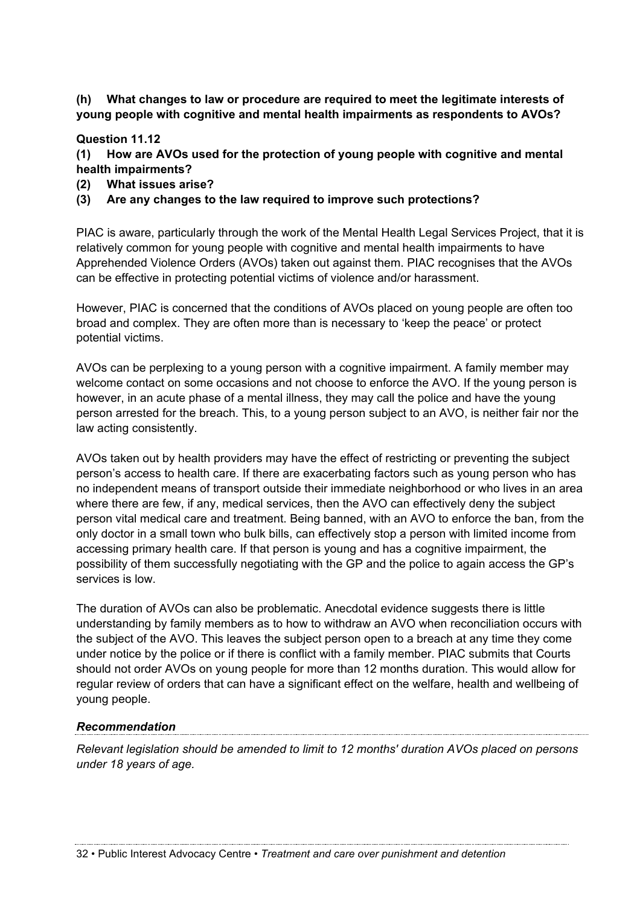**(h) What changes to law or procedure are required to meet the legitimate interests of young people with cognitive and mental health impairments as respondents to AVOs?**

**Question 11.12**

**(1) How are AVOs used for the protection of young people with cognitive and mental health impairments?**

**(2) What issues arise?**

**(3) Are any changes to the law required to improve such protections?**

PIAC is aware, particularly through the work of the Mental Health Legal Services Project, that it is relatively common for young people with cognitive and mental health impairments to have Apprehended Violence Orders (AVOs) taken out against them. PIAC recognises that the AVOs can be effective in protecting potential victims of violence and/or harassment.

However, PIAC is concerned that the conditions of AVOs placed on young people are often too broad and complex. They are often more than is necessary to 'keep the peace' or protect potential victims.

AVOs can be perplexing to a young person with a cognitive impairment. A family member may welcome contact on some occasions and not choose to enforce the AVO. If the young person is however, in an acute phase of a mental illness, they may call the police and have the young person arrested for the breach. This, to a young person subject to an AVO, is neither fair nor the law acting consistently.

AVOs taken out by health providers may have the effect of restricting or preventing the subject person's access to health care. If there are exacerbating factors such as young person who has no independent means of transport outside their immediate neighborhood or who lives in an area where there are few, if any, medical services, then the AVO can effectively deny the subject person vital medical care and treatment. Being banned, with an AVO to enforce the ban, from the only doctor in a small town who bulk bills, can effectively stop a person with limited income from accessing primary health care. If that person is young and has a cognitive impairment, the possibility of them successfully negotiating with the GP and the police to again access the GP's services is low.

The duration of AVOs can also be problematic. Anecdotal evidence suggests there is little understanding by family members as to how to withdraw an AVO when reconciliation occurs with the subject of the AVO. This leaves the subject person open to a breach at any time they come under notice by the police or if there is conflict with a family member. PIAC submits that Courts should not order AVOs on young people for more than 12 months duration. This would allow for regular review of orders that can have a significant effect on the welfare, health and wellbeing of young people.

***Recommendation***

*Relevant legislation should be amended to limit to 12 months' duration AVOs placed on persons under 18 years of age.*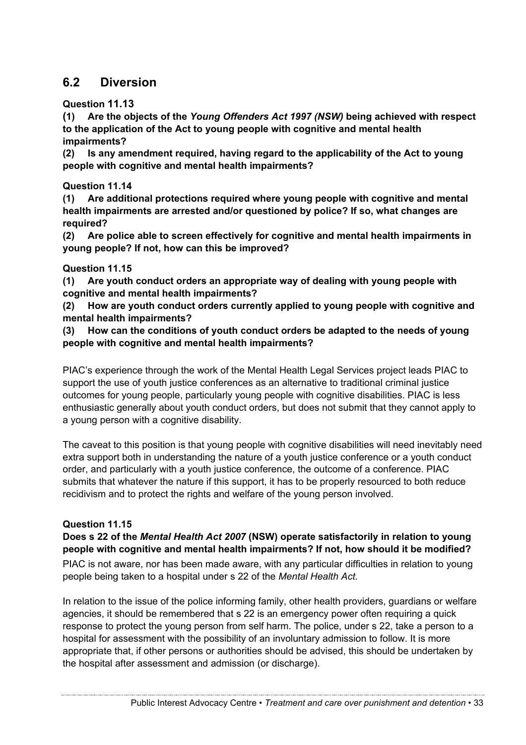## 6.2 Diversion

**Question 11.13**

**(1) Are the objects of the *Young Offenders Act 1997 (NSW)* being achieved with respect to the application of the Act to young people with cognitive and mental health impairments?**

**(2) Is any amendment required, having regard to the applicability of the Act to young people with cognitive and mental health impairments?**

**Question 11.14**

**(1) Are additional protections required where young people with cognitive and mental health impairments are arrested and/or questioned by police? If so, what changes are required?**

**(2) Are police able to screen effectively for cognitive and mental health impairments in young people? If not, how can this be improved?**

**Question 11.15**

**(1) Are youth conduct orders an appropriate way of dealing with young people with cognitive and mental health impairments?**

**(2) How are youth conduct orders currently applied to young people with cognitive and mental health impairments?**

**(3) How can the conditions of youth conduct orders be adapted to the needs of young people with cognitive and mental health impairments?**

PIAC's experience through the work of the Mental Health Legal Services project leads PIAC to support the use of youth justice conferences as an alternative to traditional criminal justice outcomes for young people, particularly young people with cognitive disabilities. PIAC is less enthusiastic generally about youth conduct orders, but does not submit that they cannot apply to a young person with a cognitive disability.

The caveat to this position is that young people with cognitive disabilities will need inevitably need extra support both in understanding the nature of a youth justice conference or a youth conduct order, and particularly with a youth justice conference, the outcome of a conference. PIAC submits that whatever the nature if this support, it has to be properly resourced to both reduce recidivism and to protect the rights and welfare of the young person involved.

**Question 11.15**

**Does s 22 of the *Mental Health Act 2007* (NSW) operate satisfactorily in relation to young people with cognitive and mental health impairments? If not, how should it be modified?**

PIAC is not aware, nor has been made aware, with any particular difficulties in relation to young people being taken to a hospital under s 22 of the *Mental Health Act.*

In relation to the issue of the police informing family, other health providers, guardians or welfare agencies, it should be remembered that s 22 is an emergency power often requiring a quick response to protect the young person from self harm. The police, under s 22, take a person to a hospital for assessment with the possibility of an involuntary admission to follow. It is more appropriate that, if other persons or authorities should be advised, this should be undertaken by the hospital after assessment and admission (or discharge).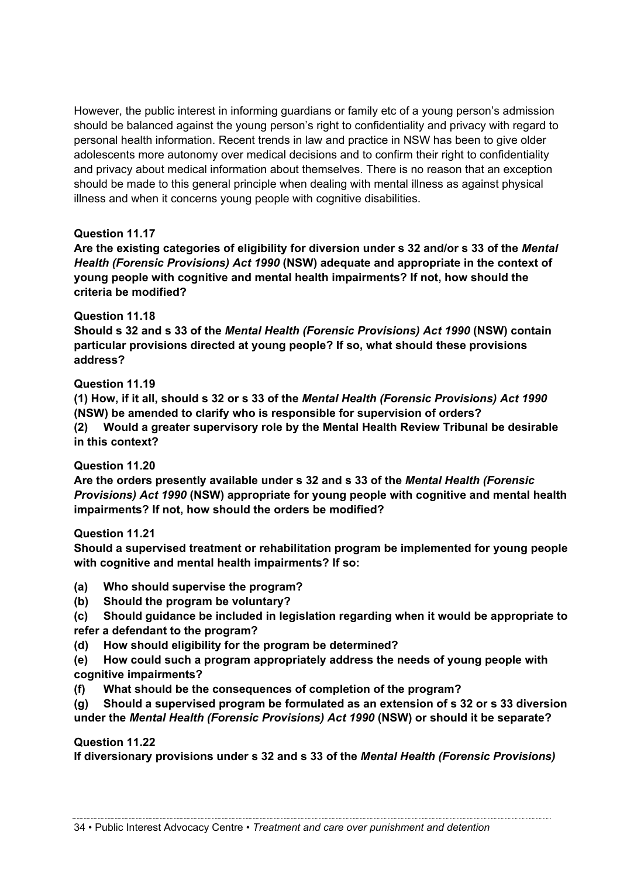However, the public interest in informing guardians or family etc of a young person's admission should be balanced against the young person's right to confidentiality and privacy with regard to personal health information. Recent trends in law and practice in NSW has been to give older adolescents more autonomy over medical decisions and to confirm their right to confidentiality and privacy about medical information about themselves. There is no reason that an exception should be made to this general principle when dealing with mental illness as against physical illness and when it concerns young people with cognitive disabilities.

**Question 11.17**

**Are the existing categories of eligibility for diversion under s 32 and/or s 33 of the *Mental Health (Forensic Provisions) Act 1990* (NSW) adequate and appropriate in the context of young people with cognitive and mental health impairments? If not, how should the criteria be modified?**

**Question 11.18**

**Should s 32 and s 33 of the *Mental Health (Forensic Provisions) Act 1990* (NSW) contain particular provisions directed at young people? If so, what should these provisions address?**

**Question 11.19**

**(1) How, if it all, should s 32 or s 33 of the *Mental Health (Forensic Provisions) Act 1990* (NSW) be amended to clarify who is responsible for supervision of orders?**

**(2) Would a greater supervisory role by the Mental Health Review Tribunal be desirable in this context?**

**Question 11.20**

**Are the orders presently available under s 32 and s 33 of the *Mental Health (Forensic Provisions) Act 1990* (NSW) appropriate for young people with cognitive and mental health impairments? If not, how should the orders be modified?**

**Question 11.21**

**Should a supervised treatment or rehabilitation program be implemented for young people with cognitive and mental health impairments? If so:**

**(a) Who should supervise the program?**

**(b) Should the program be voluntary?**

**(c) Should guidance be included in legislation regarding when it would be appropriate to refer a defendant to the program?**

**(d) How should eligibility for the program be determined?**

**(e) How could such a program appropriately address the needs of young people with cognitive impairments?**

**(f) What should be the consequences of completion of the program?**

**(g) Should a supervised program be formulated as an extension of s 32 or s 33 diversion under the *Mental Health (Forensic Provisions) Act 1990* (NSW) or should it be separate?**

**Question 11.22**

**If diversionary provisions under s 32 and s 33 of the *Mental Health (Forensic Provisions)***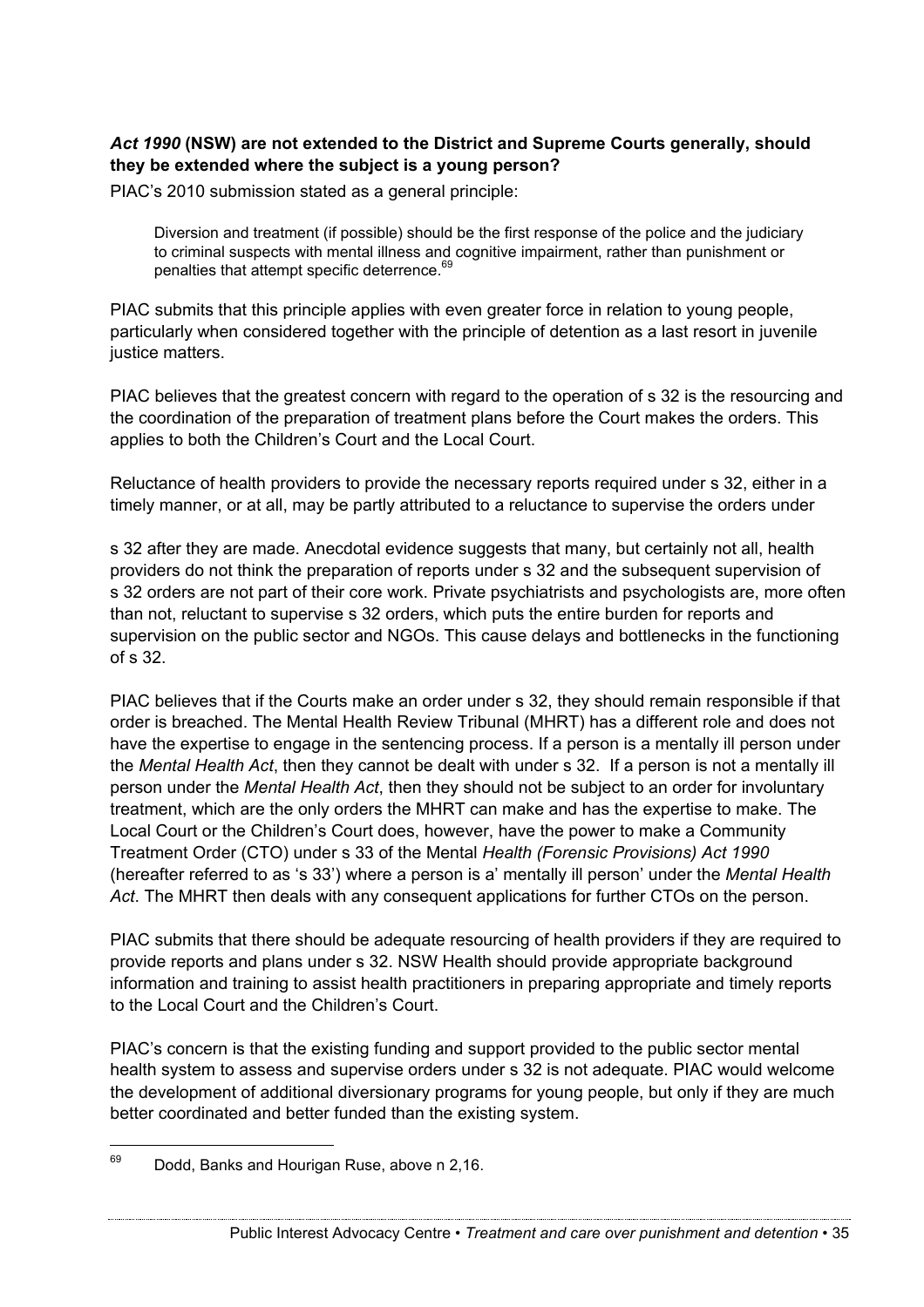**_Act 1990_ (NSW) are not extended to the District and Supreme Courts generally, should they be extended where the subject is a young person?**

PIAC's 2010 submission stated as a general principle:

> Diversion and treatment (if possible) should be the first response of the police and the judiciary to criminal suspects with mental illness and cognitive impairment, rather than punishment or penalties that attempt specific deterrence.[69]

PIAC submits that this principle applies with even greater force in relation to young people, particularly when considered together with the principle of detention as a last resort in juvenile justice matters.

PIAC believes that the greatest concern with regard to the operation of s 32 is the resourcing and the coordination of the preparation of treatment plans before the Court makes the orders. This applies to both the Children's Court and the Local Court.

Reluctance of health providers to provide the necessary reports required under s 32, either in a timely manner, or at all, may be partly attributed to a reluctance to supervise the orders under s 32 after they are made. Anecdotal evidence suggests that many, but certainly not all, health providers do not think the preparation of reports under s 32 and the subsequent supervision of s 32 orders are not part of their core work. Private psychiatrists and psychologists are, more often than not, reluctant to supervise s 32 orders, which puts the entire burden for reports and supervision on the public sector and NGOs. This cause delays and bottlenecks in the functioning of s 32.

PIAC believes that if the Courts make an order under s 32, they should remain responsible if that order is breached. The Mental Health Review Tribunal (MHRT) has a different role and does not have the expertise to engage in the sentencing process. If a person is a mentally ill person under the *Mental Health Act*, then they cannot be dealt with under s 32. If a person is not a mentally ill person under the *Mental Health Act*, then they should not be subject to an order for involuntary treatment, which are the only orders the MHRT can make and has the expertise to make. The Local Court or the Children's Court does, however, have the power to make a Community Treatment Order (CTO) under s 33 of the Mental *Health (Forensic Provisions) Act 1990* (hereafter referred to as 's 33') where a person is a' mentally ill person' under the *Mental Health Act*. The MHRT then deals with any consequent applications for further CTOs on the person.

PIAC submits that there should be adequate resourcing of health providers if they are required to provide reports and plans under s 32. NSW Health should provide appropriate background information and training to assist health practitioners in preparing appropriate and timely reports to the Local Court and the Children's Court.

PIAC's concern is that the existing funding and support provided to the public sector mental health system to assess and supervise orders under s 32 is not adequate. PIAC would welcome the development of additional diversionary programs for young people, but only if they are much better coordinated and better funded than the existing system.

---

[69] Dodd, Banks and Hourigan Ruse, above n 2,16.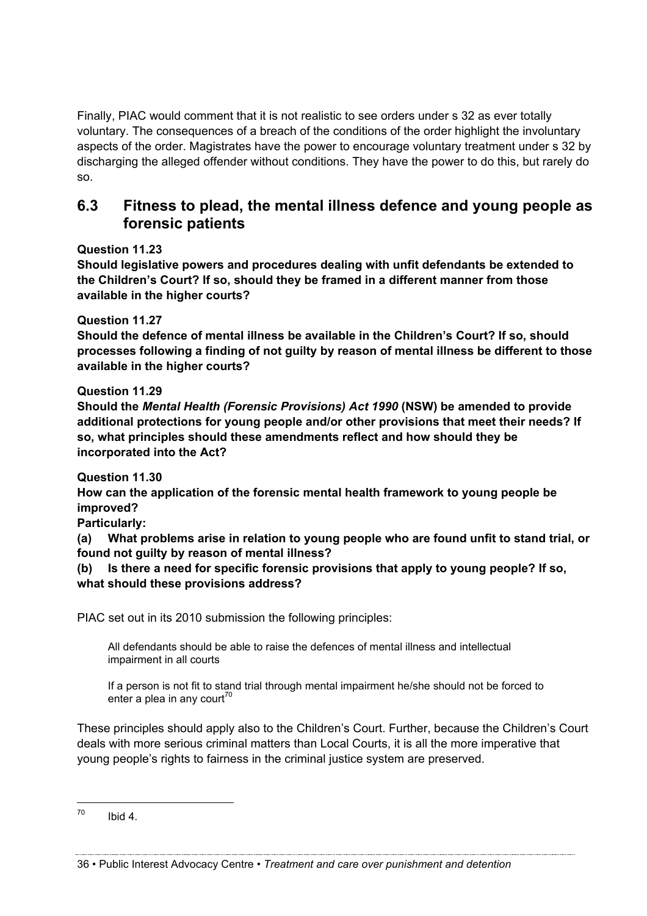Finally, PIAC would comment that it is not realistic to see orders under s 32 as ever totally voluntary. The consequences of a breach of the conditions of the order highlight the involuntary aspects of the order. Magistrates have the power to encourage voluntary treatment under s 32 by discharging the alleged offender without conditions. They have the power to do this, but rarely do so.

## 6.3 Fitness to plead, the mental illness defence and young people as forensic patients

**Question 11.23**

**Should legislative powers and procedures dealing with unfit defendants be extended to the Children's Court? If so, should they be framed in a different manner from those available in the higher courts?**

**Question 11.27**

**Should the defence of mental illness be available in the Children's Court? If so, should processes following a finding of not guilty by reason of mental illness be different to those available in the higher courts?**

**Question 11.29**

**Should the *Mental Health (Forensic Provisions) Act 1990* (NSW) be amended to provide additional protections for young people and/or other provisions that meet their needs? If so, what principles should these amendments reflect and how should they be incorporated into the Act?**

**Question 11.30**

**How can the application of the forensic mental health framework to young people be improved?**

**Particularly:**

**(a) What problems arise in relation to young people who are found unfit to stand trial, or found not guilty by reason of mental illness?**

**(b) Is there a need for specific forensic provisions that apply to young people? If so, what should these provisions address?**

PIAC set out in its 2010 submission the following principles:

> All defendants should be able to raise the defences of mental illness and intellectual impairment in all courts
>
> If a person is not fit to stand trial through mental impairment he/she should not be forced to enter a plea in any court[70]

These principles should apply also to the Children's Court. Further, because the Children's Court deals with more serious criminal matters than Local Courts, it is all the more imperative that young people's rights to fairness in the criminal justice system are preserved.

---

[70] Ibid 4.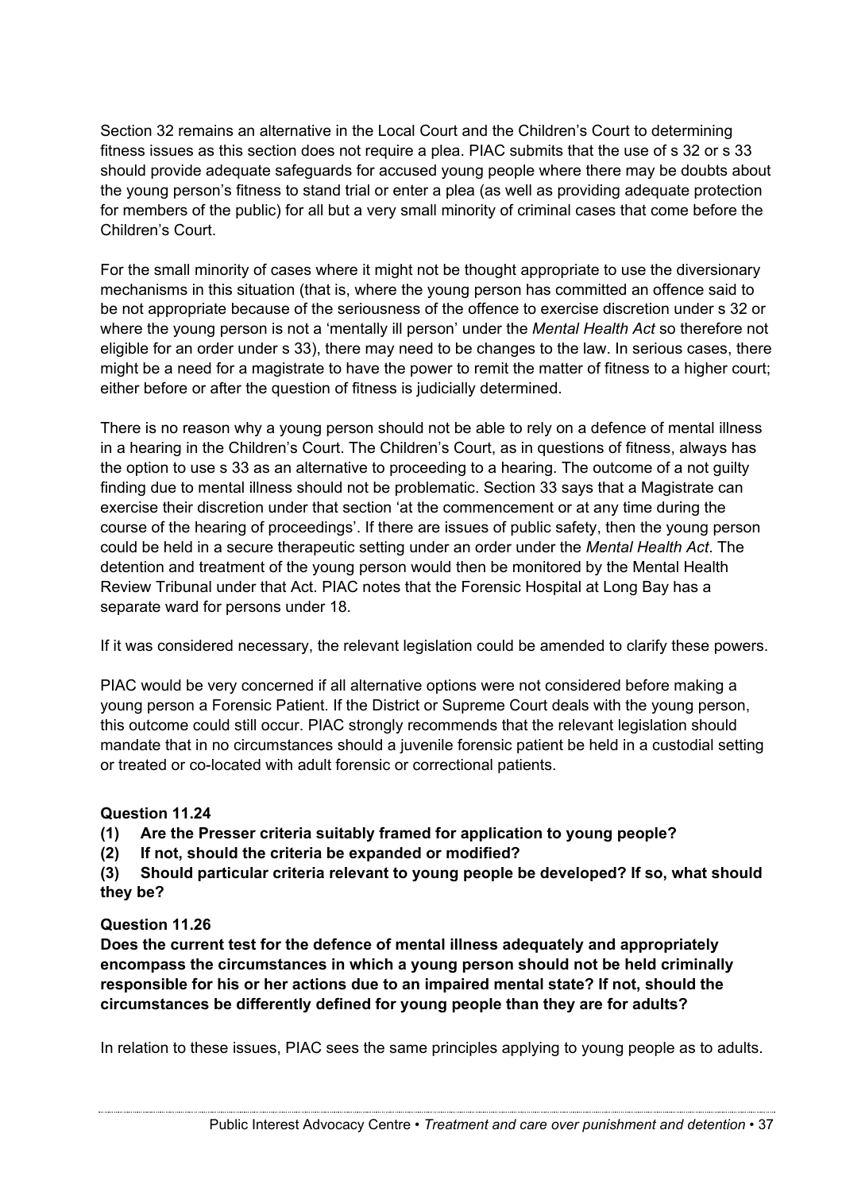Section 32 remains an alternative in the Local Court and the Children's Court to determining fitness issues as this section does not require a plea. PIAC submits that the use of s 32 or s 33 should provide adequate safeguards for accused young people where there may be doubts about the young person's fitness to stand trial or enter a plea (as well as providing adequate protection for members of the public) for all but a very small minority of criminal cases that come before the Children's Court.

For the small minority of cases where it might not be thought appropriate to use the diversionary mechanisms in this situation (that is, where the young person has committed an offence said to be not appropriate because of the seriousness of the offence to exercise discretion under s 32 or where the young person is not a 'mentally ill person' under the *Mental Health Act* so therefore not eligible for an order under s 33), there may need to be changes to the law. In serious cases, there might be a need for a magistrate to have the power to remit the matter of fitness to a higher court; either before or after the question of fitness is judicially determined.

There is no reason why a young person should not be able to rely on a defence of mental illness in a hearing in the Children's Court. The Children's Court, as in questions of fitness, always has the option to use s 33 as an alternative to proceeding to a hearing. The outcome of a not guilty finding due to mental illness should not be problematic. Section 33 says that a Magistrate can exercise their discretion under that section 'at the commencement or at any time during the course of the hearing of proceedings'. If there are issues of public safety, then the young person could be held in a secure therapeutic setting under an order under the *Mental Health Act*. The detention and treatment of the young person would then be monitored by the Mental Health Review Tribunal under that Act. PIAC notes that the Forensic Hospital at Long Bay has a separate ward for persons under 18.

If it was considered necessary, the relevant legislation could be amended to clarify these powers.

PIAC would be very concerned if all alternative options were not considered before making a young person a Forensic Patient. If the District or Supreme Court deals with the young person, this outcome could still occur. PIAC strongly recommends that the relevant legislation should mandate that in no circumstances should a juvenile forensic patient be held in a custodial setting or treated or co-located with adult forensic or correctional patients.

**Question 11.24**

**(1) Are the Presser criteria suitably framed for application to young people?**

**(2) If not, should the criteria be expanded or modified?**

**(3) Should particular criteria relevant to young people be developed? If so, what should they be?**

**Question 11.26**

**Does the current test for the defence of mental illness adequately and appropriately encompass the circumstances in which a young person should not be held criminally responsible for his or her actions due to an impaired mental state? If not, should the circumstances be differently defined for young people than they are for adults?**

In relation to these issues, PIAC sees the same principles applying to young people as to adults.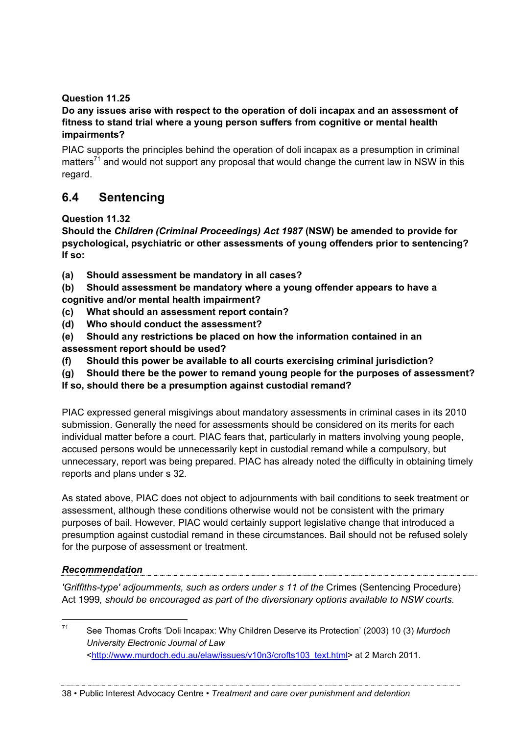**Question 11.25**

**Do any issues arise with respect to the operation of doli incapax and an assessment of fitness to stand trial where a young person suffers from cognitive or mental health impairments?**

PIAC supports the principles behind the operation of doli incapax as a presumption in criminal matters[71] and would not support any proposal that would change the current law in NSW in this regard.

## 6.4 Sentencing

**Question 11.32**

**Should the *Children (Criminal Proceedings) Act 1987* (NSW) be amended to provide for psychological, psychiatric or other assessments of young offenders prior to sentencing? If so:**

**(a) Should assessment be mandatory in all cases?**

**(b) Should assessment be mandatory where a young offender appears to have a cognitive and/or mental health impairment?**

**(c) What should an assessment report contain?**

**(d) Who should conduct the assessment?**

**(e) Should any restrictions be placed on how the information contained in an assessment report should be used?**

**(f) Should this power be available to all courts exercising criminal jurisdiction?**

**(g) Should there be the power to remand young people for the purposes of assessment? If so, should there be a presumption against custodial remand?**

PIAC expressed general misgivings about mandatory assessments in criminal cases in its 2010 submission. Generally the need for assessments should be considered on its merits for each individual matter before a court. PIAC fears that, particularly in matters involving young people, accused persons would be unnecessarily kept in custodial remand while a compulsory, but unnecessary, report was being prepared. PIAC has already noted the difficulty in obtaining timely reports and plans under s 32.

As stated above, PIAC does not object to adjournments with bail conditions to seek treatment or assessment, although these conditions otherwise would not be consistent with the primary purposes of bail. However, PIAC would certainly support legislative change that introduced a presumption against custodial remand in these circumstances. Bail should not be refused solely for the purpose of assessment or treatment.

***Recommendation***

*'Griffiths-type' adjournments, such as orders under s 11 of the* Crimes (Sentencing Procedure) Act 1999*, should be encouraged as part of the diversionary options available to NSW courts.*

---

[71] See Thomas Crofts 'Doli Incapax: Why Children Deserve its Protection' (2003) 10 (3) *Murdoch University Electronic Journal of Law* <http://www.murdoch.edu.au/elaw/issues/v10n3/crofts103_text.html> at 2 March 2011.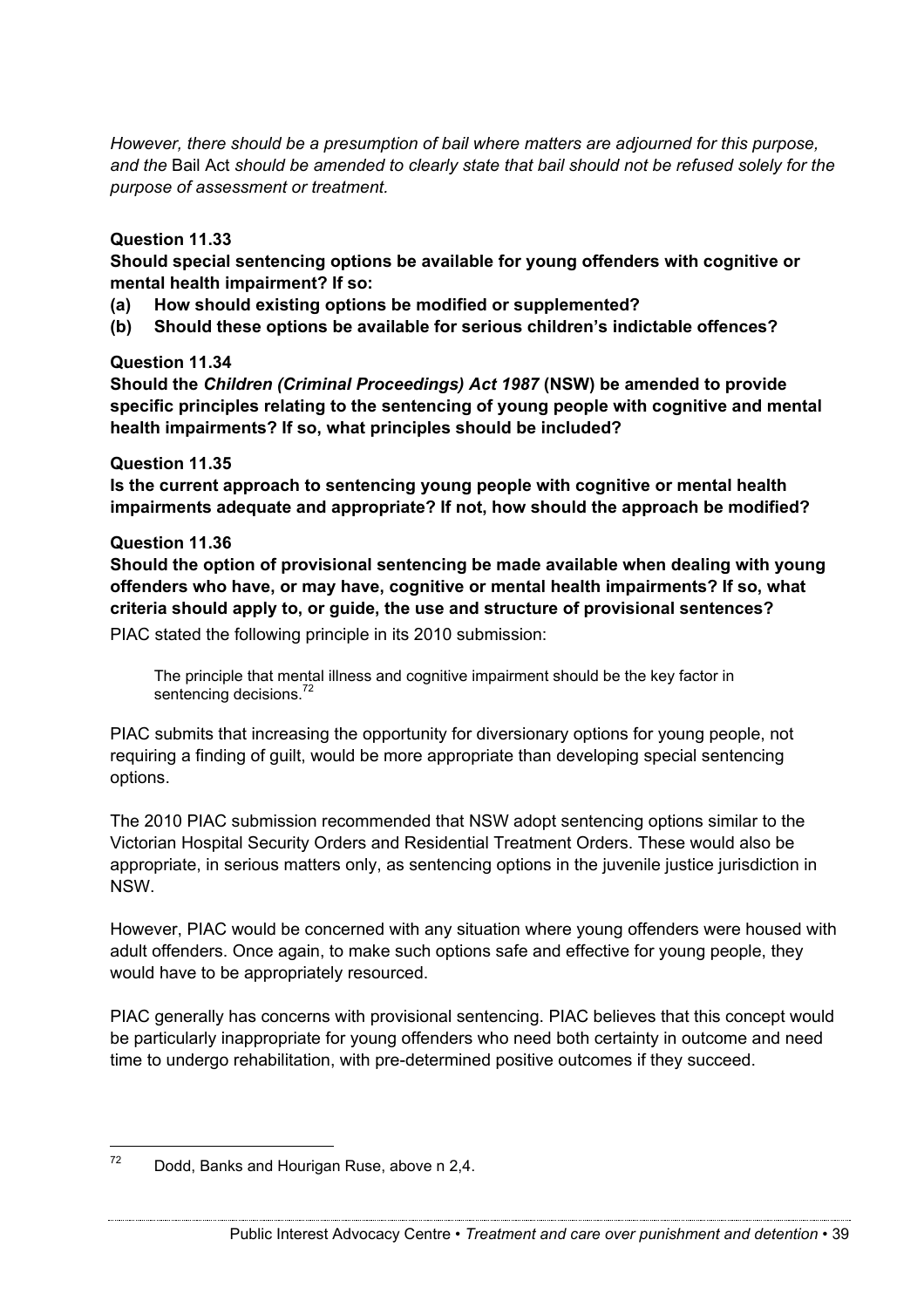*However, there should be a presumption of bail where matters are adjourned for this purpose, and the* Bail Act *should be amended to clearly state that bail should not be refused solely for the purpose of assessment or treatment.*

**Question 11.33**

**Should special sentencing options be available for young offenders with cognitive or mental health impairment? If so:**

**(a) How should existing options be modified or supplemented?**

**(b) Should these options be available for serious children's indictable offences?**

**Question 11.34**

**Should the *Children (Criminal Proceedings) Act 1987* (NSW) be amended to provide specific principles relating to the sentencing of young people with cognitive and mental health impairments? If so, what principles should be included?**

**Question 11.35**

**Is the current approach to sentencing young people with cognitive or mental health impairments adequate and appropriate? If not, how should the approach be modified?**

**Question 11.36**

**Should the option of provisional sentencing be made available when dealing with young offenders who have, or may have, cognitive or mental health impairments? If so, what criteria should apply to, or guide, the use and structure of provisional sentences?**

PIAC stated the following principle in its 2010 submission:

> The principle that mental illness and cognitive impairment should be the key factor in sentencing decisions.[72]

PIAC submits that increasing the opportunity for diversionary options for young people, not requiring a finding of guilt, would be more appropriate than developing special sentencing options.

The 2010 PIAC submission recommended that NSW adopt sentencing options similar to the Victorian Hospital Security Orders and Residential Treatment Orders. These would also be appropriate, in serious matters only, as sentencing options in the juvenile justice jurisdiction in NSW.

However, PIAC would be concerned with any situation where young offenders were housed with adult offenders. Once again, to make such options safe and effective for young people, they would have to be appropriately resourced.

PIAC generally has concerns with provisional sentencing. PIAC believes that this concept would be particularly inappropriate for young offenders who need both certainty in outcome and need time to undergo rehabilitation, with pre-determined positive outcomes if they succeed.

---

[72] Dodd, Banks and Hourigan Ruse, above n 2,4.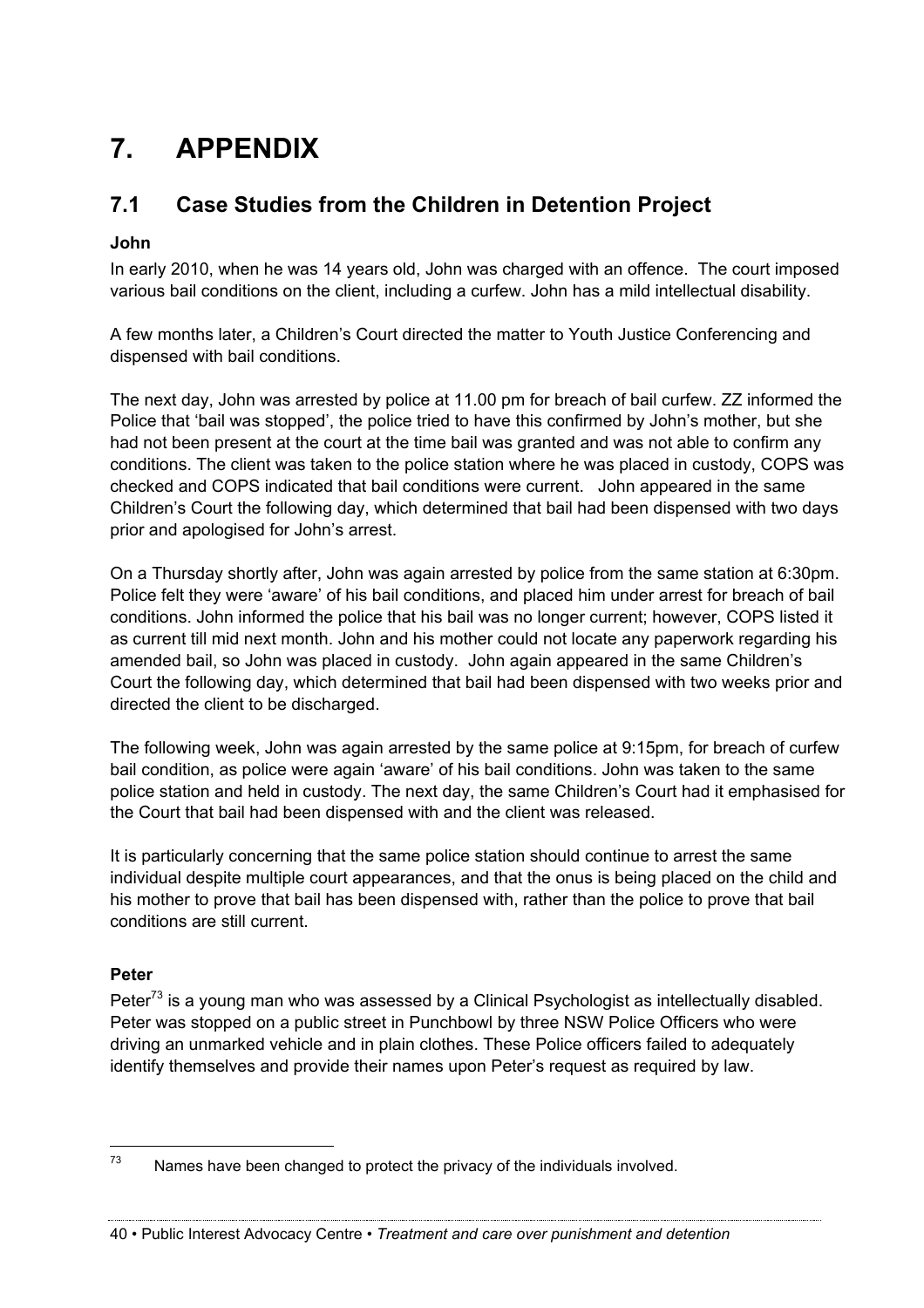# 7. APPENDIX

## 7.1 Case Studies from the Children in Detention Project

**John**

In early 2010, when he was 14 years old, John was charged with an offence. The court imposed various bail conditions on the client, including a curfew. John has a mild intellectual disability.

A few months later, a Children's Court directed the matter to Youth Justice Conferencing and dispensed with bail conditions.

The next day, John was arrested by police at 11.00 pm for breach of bail curfew. ZZ informed the Police that 'bail was stopped', the police tried to have this confirmed by John's mother, but she had not been present at the court at the time bail was granted and was not able to confirm any conditions. The client was taken to the police station where he was placed in custody, COPS was checked and COPS indicated that bail conditions were current. John appeared in the same Children's Court the following day, which determined that bail had been dispensed with two days prior and apologised for John's arrest.

On a Thursday shortly after, John was again arrested by police from the same station at 6:30pm. Police felt they were 'aware' of his bail conditions, and placed him under arrest for breach of bail conditions. John informed the police that his bail was no longer current; however, COPS listed it as current till mid next month. John and his mother could not locate any paperwork regarding his amended bail, so John was placed in custody. John again appeared in the same Children's Court the following day, which determined that bail had been dispensed with two weeks prior and directed the client to be discharged.

The following week, John was again arrested by the same police at 9:15pm, for breach of curfew bail condition, as police were again 'aware' of his bail conditions. John was taken to the same police station and held in custody. The next day, the same Children's Court had it emphasised for the Court that bail had been dispensed with and the client was released.

It is particularly concerning that the same police station should continue to arrest the same individual despite multiple court appearances, and that the onus is being placed on the child and his mother to prove that bail has been dispensed with, rather than the police to prove that bail conditions are still current.

**Peter**

Peter[73] is a young man who was assessed by a Clinical Psychologist as intellectually disabled. Peter was stopped on a public street in Punchbowl by three NSW Police Officers who were driving an unmarked vehicle and in plain clothes. These Police officers failed to adequately identify themselves and provide their names upon Peter's request as required by law.

[73] Names have been changed to protect the privacy of the individuals involved.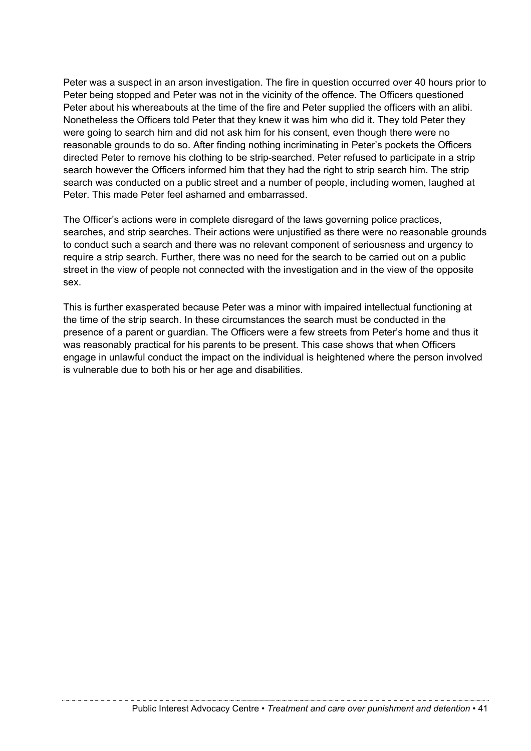Peter was a suspect in an arson investigation. The fire in question occurred over 40 hours prior to Peter being stopped and Peter was not in the vicinity of the offence. The Officers questioned Peter about his whereabouts at the time of the fire and Peter supplied the officers with an alibi. Nonetheless the Officers told Peter that they knew it was him who did it. They told Peter they were going to search him and did not ask him for his consent, even though there were no reasonable grounds to do so. After finding nothing incriminating in Peter's pockets the Officers directed Peter to remove his clothing to be strip-searched. Peter refused to participate in a strip search however the Officers informed him that they had the right to strip search him. The strip search was conducted on a public street and a number of people, including women, laughed at Peter. This made Peter feel ashamed and embarrassed.

The Officer's actions were in complete disregard of the laws governing police practices, searches, and strip searches. Their actions were unjustified as there were no reasonable grounds to conduct such a search and there was no relevant component of seriousness and urgency to require a strip search. Further, there was no need for the search to be carried out on a public street in the view of people not connected with the investigation and in the view of the opposite sex.

This is further exasperated because Peter was a minor with impaired intellectual functioning at the time of the strip search. In these circumstances the search must be conducted in the presence of a parent or guardian. The Officers were a few streets from Peter's home and thus it was reasonably practical for his parents to be present. This case shows that when Officers engage in unlawful conduct the impact on the individual is heightened where the person involved is vulnerable due to both his or her age and disabilities.